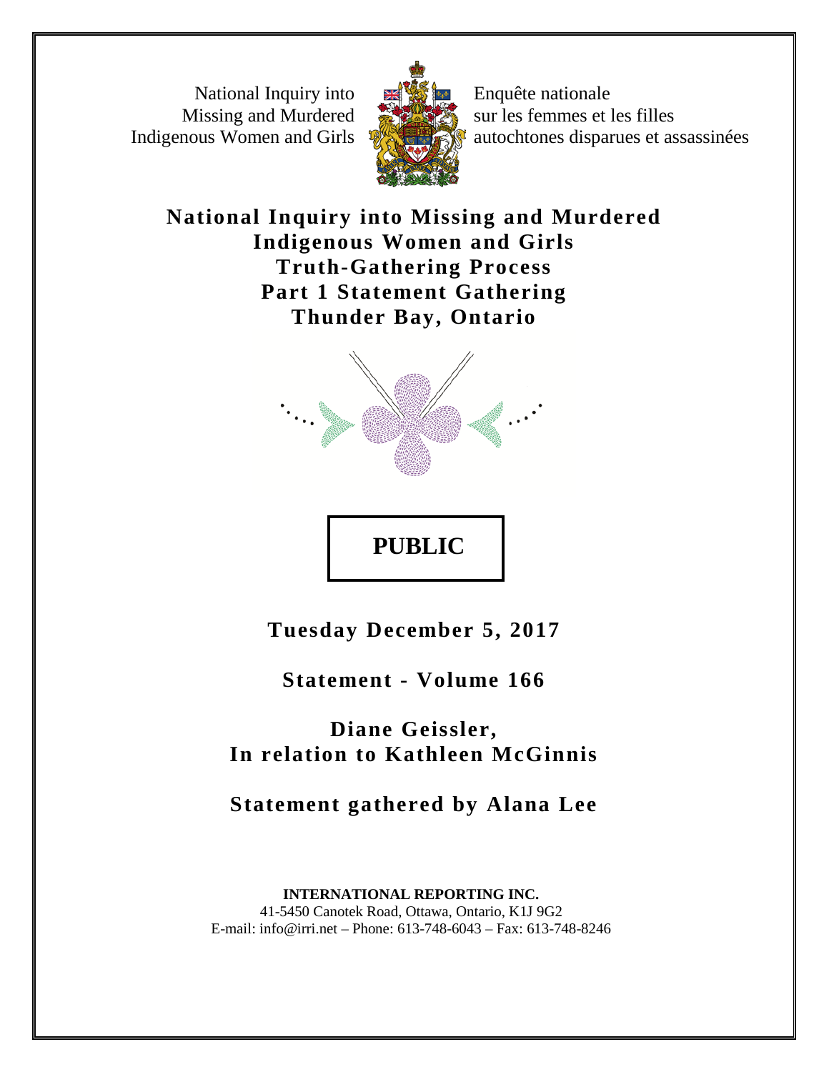National Inquiry into Missing and Murdered Indigenous Women and Girls

Enquête nationale sur les femmes et les filles autochtones disparues et assassinées

# National Inquiry into Missing and Murdered Indigenous Women and Girls Truth-Gathering Process Part 1 Statement Gathering Thunder Bay, Ontario

**PUBLIC**

**Tuesday December 5, 2017**

**Statement - Volume 166**

**Diane Geissler, In relation to Kathleen McGinnis**

**Statement gathered by Alana Lee**

**INTERNATIONAL REPORTING INC.**
41-5450 Canotek Road, Ottawa, Ontario, K1J 9G2
E-mail: info@irri.net – Phone: 613-748-6043 – Fax: 613-748-8246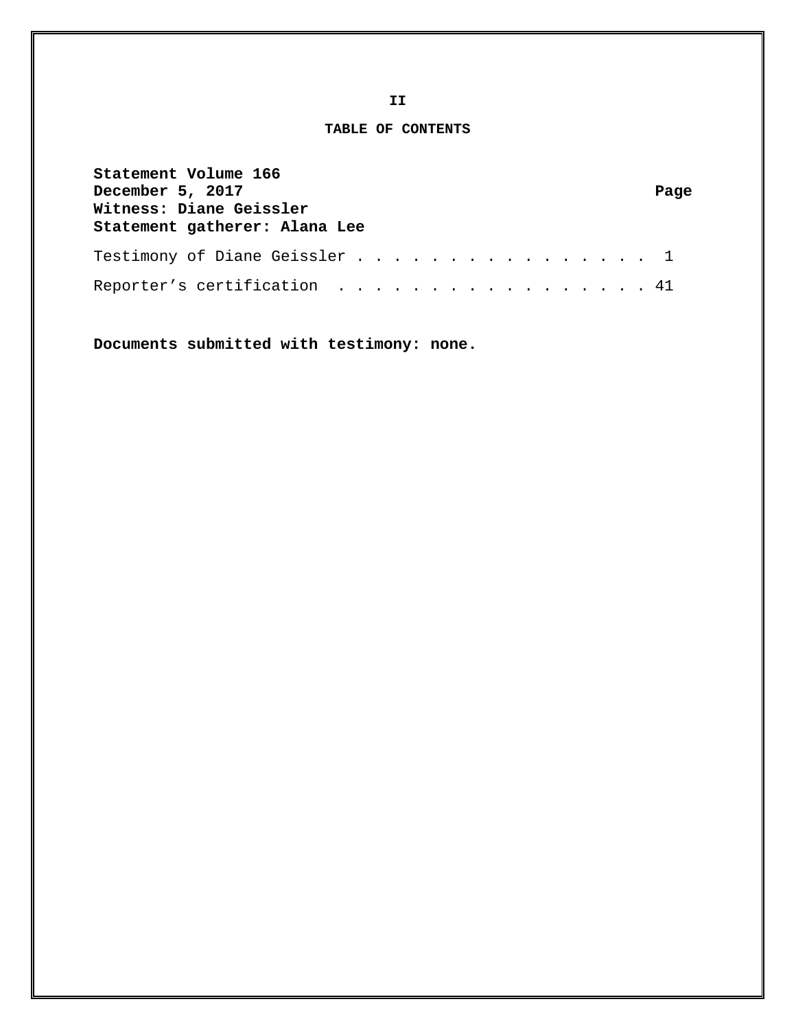**II**

# TABLE OF CONTENTS

**Statement Volume 166**
**December 5, 2017** **Page**
**Witness: Diane Geissler**
**Statement gatherer: Alana Lee**

| | |
|---|---|
| Testimony of Diane Geissler . . . . . . . . . . . . . . . . . | 1 |
| Reporter’s certification . . . . . . . . . . . . . . . . . . | 41 |

**Documents submitted with testimony: none.**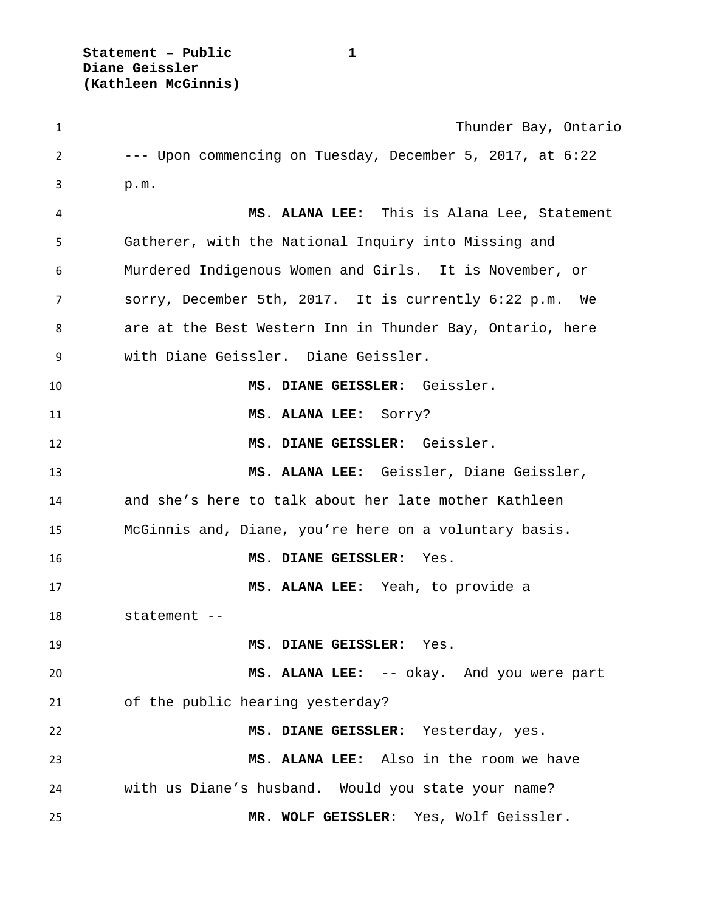Thunder Bay, Ontario

--- Upon commencing on Tuesday, December 5, 2017, at 6:22 p.m.

**MS. ALANA LEE:** This is Alana Lee, Statement Gatherer, with the National Inquiry into Missing and Murdered Indigenous Women and Girls. It is November, or sorry, December 5th, 2017. It is currently 6:22 p.m. We are at the Best Western Inn in Thunder Bay, Ontario, here with Diane Geissler. Diane Geissler.

**MS. DIANE GEISSLER:** Geissler.

**MS. ALANA LEE:** Sorry?

**MS. DIANE GEISSLER:** Geissler.

**MS. ALANA LEE:** Geissler, Diane Geissler, and she's here to talk about her late mother Kathleen McGinnis and, Diane, you're here on a voluntary basis.

**MS. DIANE GEISSLER:** Yes.

**MS. ALANA LEE:** Yeah, to provide a statement --

**MS. DIANE GEISSLER:** Yes.

**MS. ALANA LEE:** -- okay. And you were part of the public hearing yesterday?

**MS. DIANE GEISSLER:** Yesterday, yes.

**MS. ALANA LEE:** Also in the room we have with us Diane's husband. Would you state your name?

**MR. WOLF GEISSLER:** Yes, Wolf Geissler.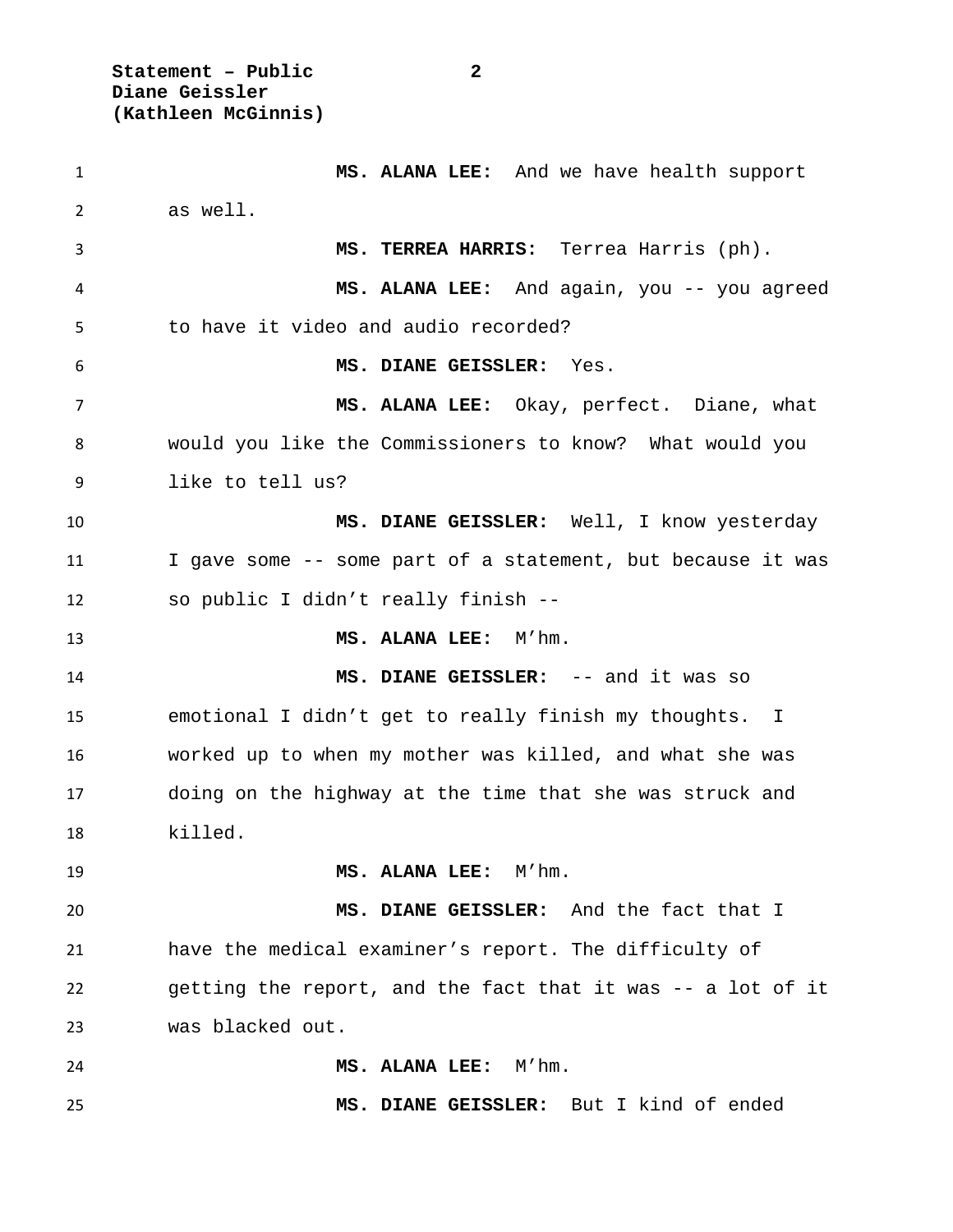**MS. ALANA LEE:** And we have health support as well.

**MS. TERREA HARRIS:** Terrea Harris (ph).

**MS. ALANA LEE:** And again, you -- you agreed to have it video and audio recorded?

**MS. DIANE GEISSLER:** Yes.

**MS. ALANA LEE:** Okay, perfect. Diane, what would you like the Commissioners to know? What would you like to tell us?

**MS. DIANE GEISSLER:** Well, I know yesterday I gave some -- some part of a statement, but because it was so public I didn't really finish --

**MS. ALANA LEE:** M'hm.

**MS. DIANE GEISSLER:** -- and it was so emotional I didn't get to really finish my thoughts. I worked up to when my mother was killed, and what she was doing on the highway at the time that she was struck and killed.

**MS. ALANA LEE:** M'hm.

**MS. DIANE GEISSLER:** And the fact that I have the medical examiner's report. The difficulty of getting the report, and the fact that it was -- a lot of it was blacked out.

**MS. ALANA LEE:** M'hm.

**MS. DIANE GEISSLER:** But I kind of ended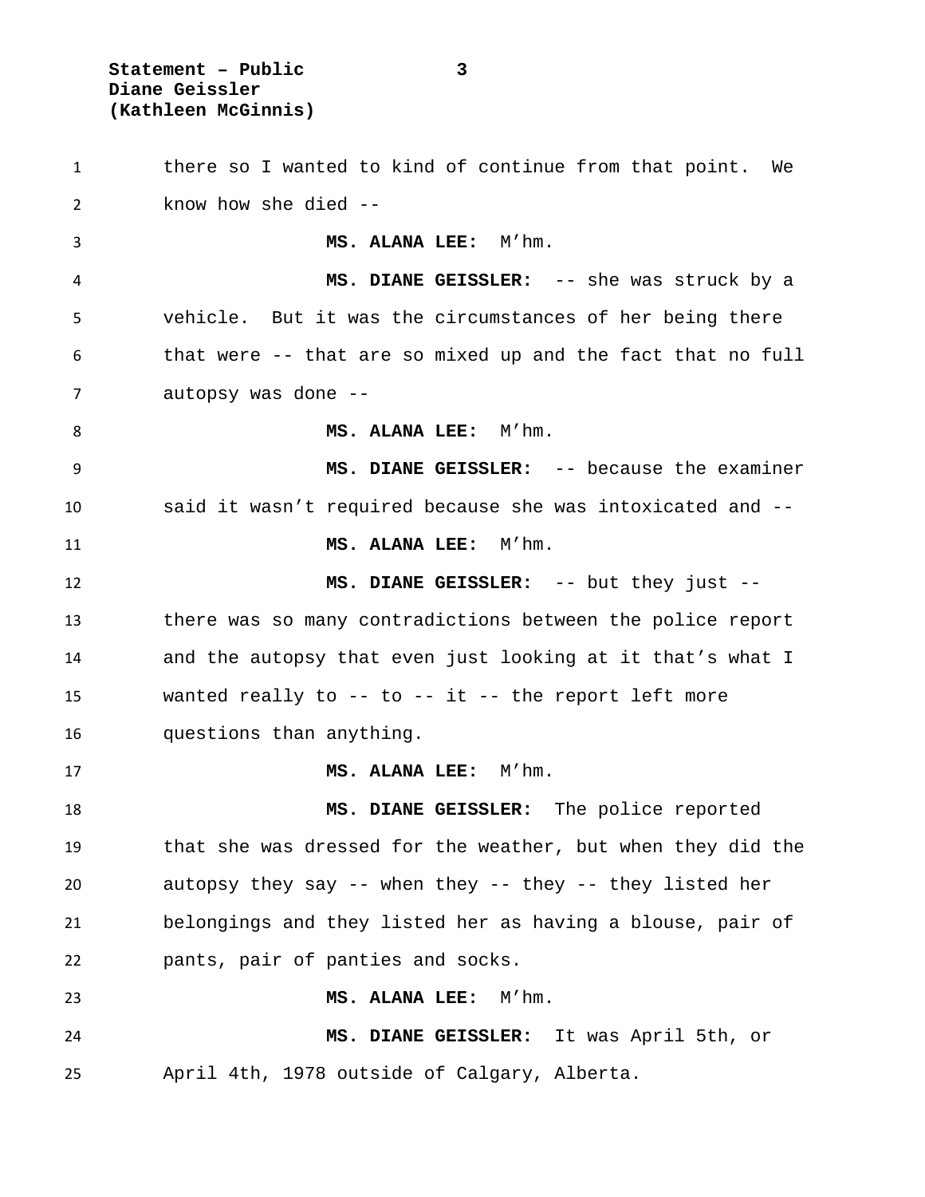there so I wanted to kind of continue from that point. We know how she died --

**MS. ALANA LEE:** M'hm.

**MS. DIANE GEISSLER:** -- she was struck by a vehicle. But it was the circumstances of her being there that were -- that are so mixed up and the fact that no full autopsy was done --

**MS. ALANA LEE:** M'hm.

**MS. DIANE GEISSLER:** -- because the examiner said it wasn't required because she was intoxicated and --

**MS. ALANA LEE:** M'hm.

**MS. DIANE GEISSLER:** -- but they just -- there was so many contradictions between the police report and the autopsy that even just looking at it that's what I wanted really to -- to -- it -- the report left more questions than anything.

**MS. ALANA LEE:** M'hm.

**MS. DIANE GEISSLER:** The police reported that she was dressed for the weather, but when they did the autopsy they say -- when they -- they -- they listed her belongings and they listed her as having a blouse, pair of pants, pair of panties and socks.

**MS. ALANA LEE:** M'hm.

**MS. DIANE GEISSLER:** It was April 5th, or April 4th, 1978 outside of Calgary, Alberta.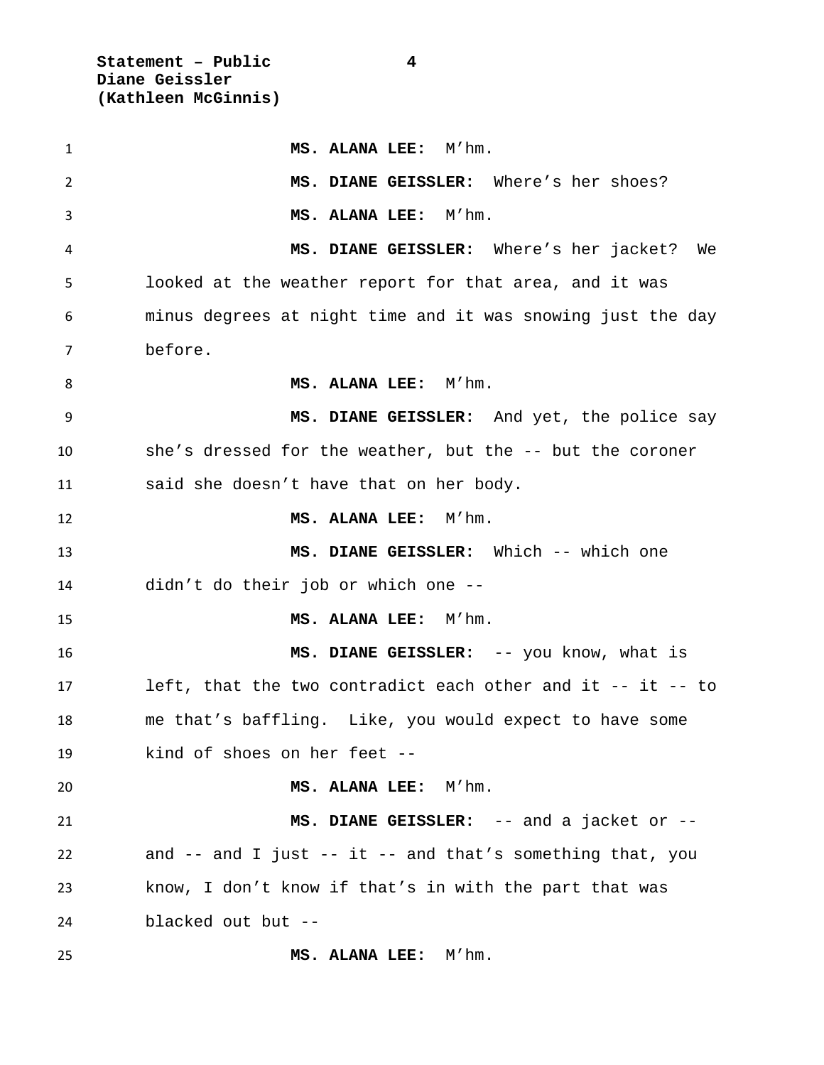**MS. ALANA LEE:** M'hm.

**MS. DIANE GEISSLER:** Where's her shoes?

**MS. ALANA LEE:** M'hm.

**MS. DIANE GEISSLER:** Where's her jacket? We looked at the weather report for that area, and it was minus degrees at night time and it was snowing just the day before.

**MS. ALANA LEE:** M'hm.

**MS. DIANE GEISSLER:** And yet, the police say she's dressed for the weather, but the -- but the coroner said she doesn't have that on her body.

**MS. ALANA LEE:** M'hm.

**MS. DIANE GEISSLER:** Which -- which one didn't do their job or which one --

**MS. ALANA LEE:** M'hm.

**MS. DIANE GEISSLER:** -- you know, what is left, that the two contradict each other and it -- it -- to me that's baffling. Like, you would expect to have some kind of shoes on her feet --

**MS. ALANA LEE:** M'hm.

**MS. DIANE GEISSLER:** -- and a jacket or -- and -- and I just -- it -- and that's something that, you know, I don't know if that's in with the part that was blacked out but --

**MS. ALANA LEE:** M'hm.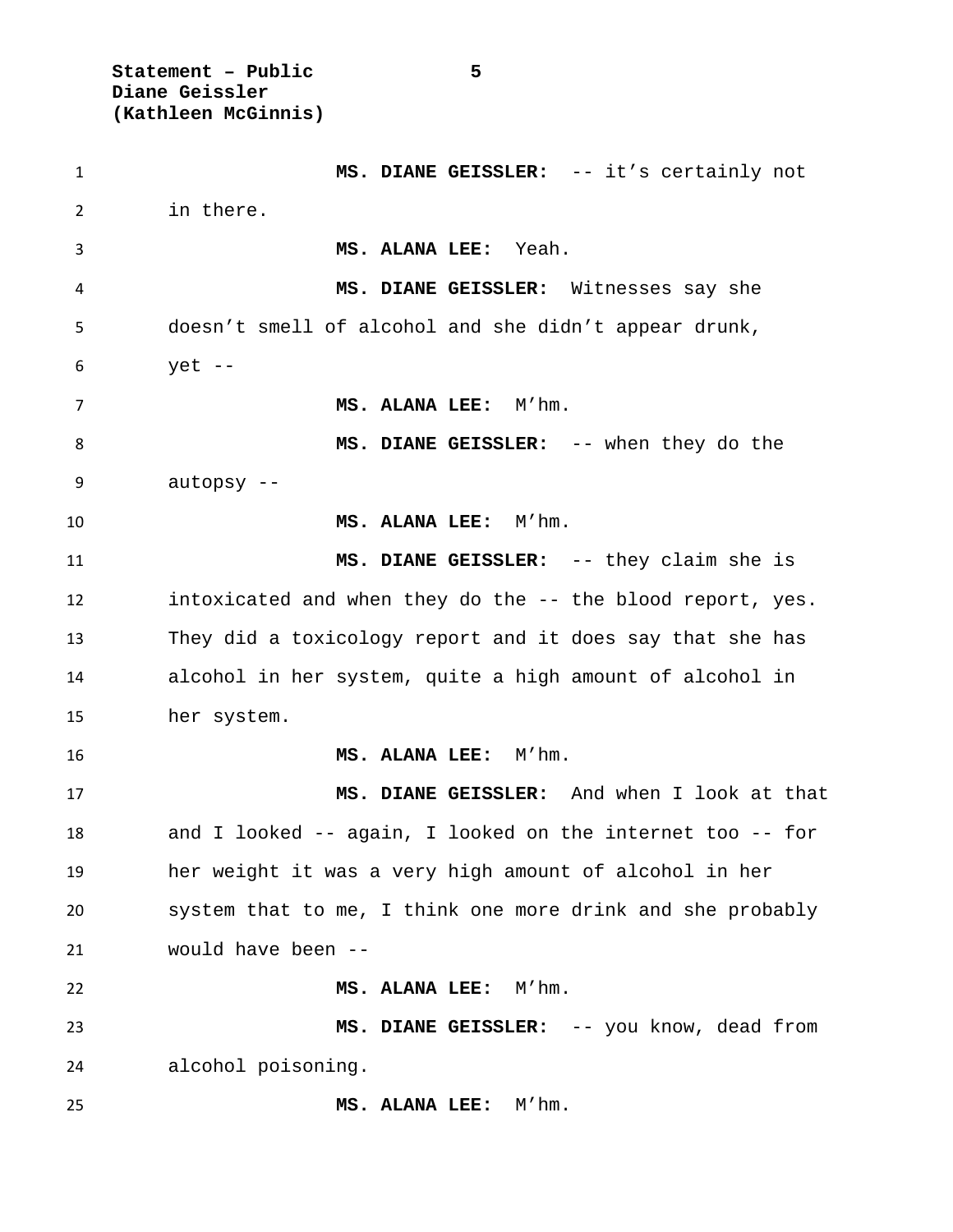**MS. DIANE GEISSLER:** -- it's certainly not in there.

**MS. ALANA LEE:** Yeah.

**MS. DIANE GEISSLER:** Witnesses say she doesn't smell of alcohol and she didn't appear drunk, yet --

**MS. ALANA LEE:** M'hm.

**MS. DIANE GEISSLER:** -- when they do the autopsy --

**MS. ALANA LEE:** M'hm.

**MS. DIANE GEISSLER:** -- they claim she is intoxicated and when they do the -- the blood report, yes. They did a toxicology report and it does say that she has alcohol in her system, quite a high amount of alcohol in her system.

**MS. ALANA LEE:** M'hm.

**MS. DIANE GEISSLER:** And when I look at that and I looked -- again, I looked on the internet too -- for her weight it was a very high amount of alcohol in her system that to me, I think one more drink and she probably would have been --

**MS. ALANA LEE:** M'hm.

**MS. DIANE GEISSLER:** -- you know, dead from alcohol poisoning.

**MS. ALANA LEE:** M'hm.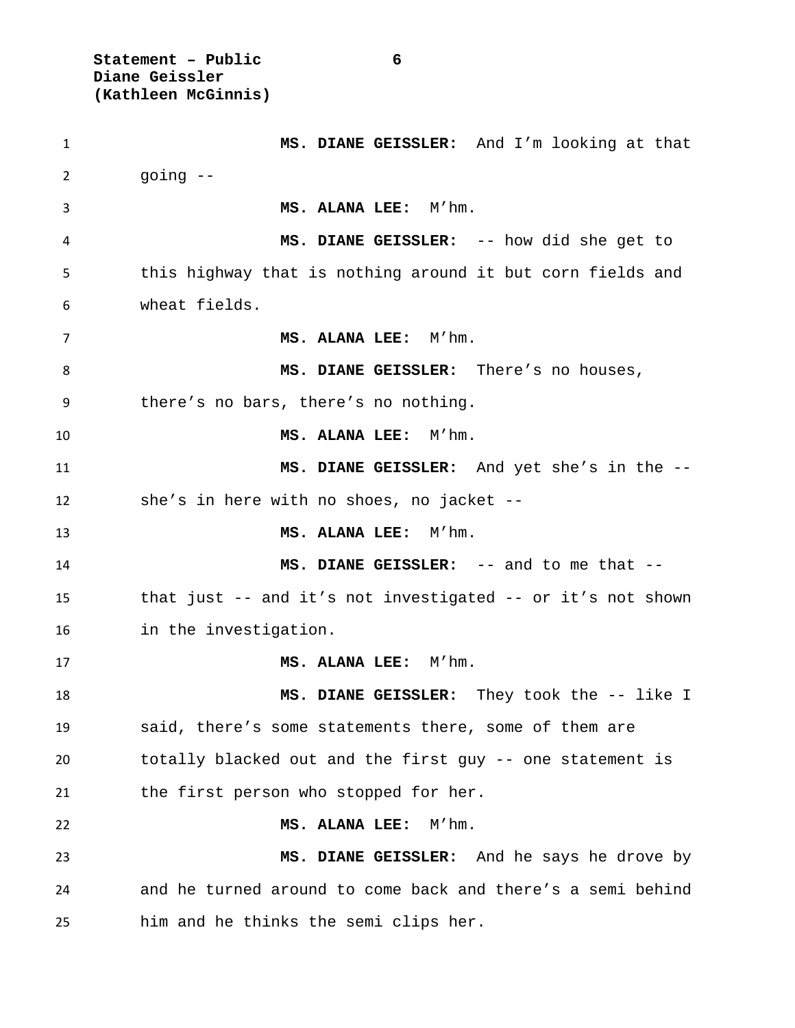**MS. DIANE GEISSLER:** And I'm looking at that going --

**MS. ALANA LEE:** M'hm.

**MS. DIANE GEISSLER:** -- how did she get to this highway that is nothing around it but corn fields and wheat fields.

**MS. ALANA LEE:** M'hm.

**MS. DIANE GEISSLER:** There's no houses, there's no bars, there's no nothing.

**MS. ALANA LEE:** M'hm.

**MS. DIANE GEISSLER:** And yet she's in the -- she's in here with no shoes, no jacket --

**MS. ALANA LEE:** M'hm.

**MS. DIANE GEISSLER:** -- and to me that -- that just -- and it's not investigated -- or it's not shown in the investigation.

**MS. ALANA LEE:** M'hm.

**MS. DIANE GEISSLER:** They took the -- like I said, there's some statements there, some of them are totally blacked out and the first guy -- one statement is the first person who stopped for her.

**MS. ALANA LEE:** M'hm.

**MS. DIANE GEISSLER:** And he says he drove by and he turned around to come back and there's a semi behind him and he thinks the semi clips her.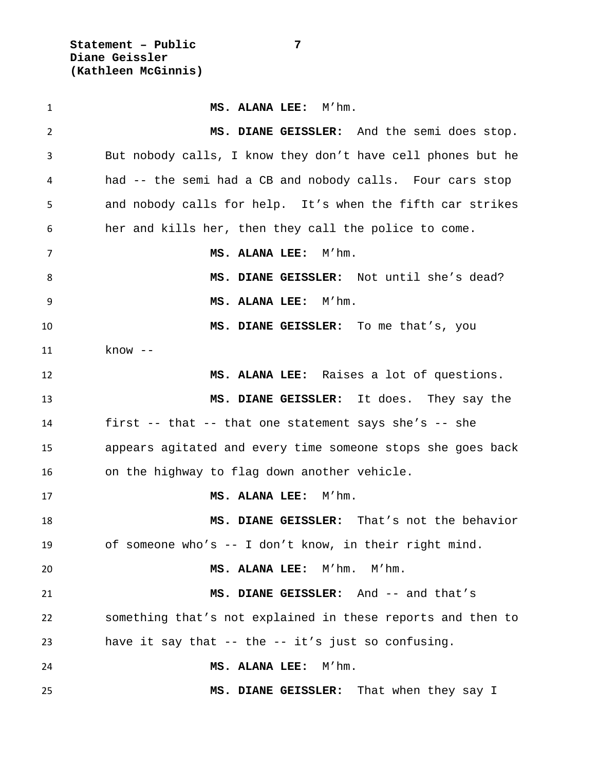**MS. ALANA LEE:** M'hm.

**MS. DIANE GEISSLER:** And the semi does stop. But nobody calls, I know they don't have cell phones but he had -- the semi had a CB and nobody calls. Four cars stop and nobody calls for help. It's when the fifth car strikes her and kills her, then they call the police to come.

**MS. ALANA LEE:** M'hm.

**MS. DIANE GEISSLER:** Not until she's dead?

**MS. ALANA LEE:** M'hm.

**MS. DIANE GEISSLER:** To me that's, you know --

**MS. ALANA LEE:** Raises a lot of questions.

**MS. DIANE GEISSLER:** It does. They say the first -- that -- that one statement says she's -- she appears agitated and every time someone stops she goes back on the highway to flag down another vehicle.

**MS. ALANA LEE:** M'hm.

**MS. DIANE GEISSLER:** That's not the behavior of someone who's -- I don't know, in their right mind.

**MS. ALANA LEE:** M'hm. M'hm.

**MS. DIANE GEISSLER:** And -- and that's something that's not explained in these reports and then to have it say that -- the -- it's just so confusing.

**MS. ALANA LEE:** M'hm.

**MS. DIANE GEISSLER:** That when they say I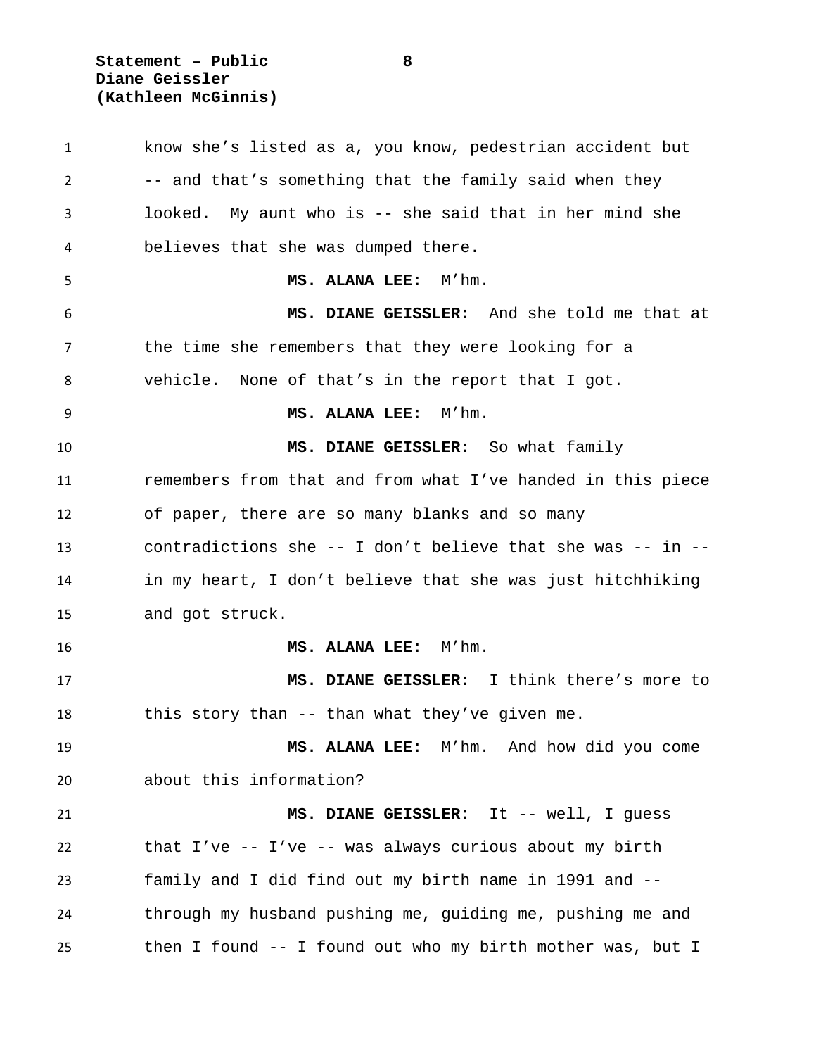know she’s listed as a, you know, pedestrian accident but -- and that’s something that the family said when they looked. My aunt who is -- she said that in her mind she believes that she was dumped there.

**MS. ALANA LEE:** M’hm.

**MS. DIANE GEISSLER:** And she told me that at the time she remembers that they were looking for a vehicle. None of that’s in the report that I got.

**MS. ALANA LEE:** M’hm.

**MS. DIANE GEISSLER:** So what family remembers from that and from what I’ve handed in this piece of paper, there are so many blanks and so many contradictions she -- I don’t believe that she was -- in -- in my heart, I don’t believe that she was just hitchhiking and got struck.

**MS. ALANA LEE:** M’hm.

**MS. DIANE GEISSLER:** I think there’s more to this story than -- than what they’ve given me.

**MS. ALANA LEE:** M’hm. And how did you come about this information?

**MS. DIANE GEISSLER:** It -- well, I guess that I’ve -- I’ve -- was always curious about my birth family and I did find out my birth name in 1991 and -- through my husband pushing me, guiding me, pushing me and then I found -- I found out who my birth mother was, but I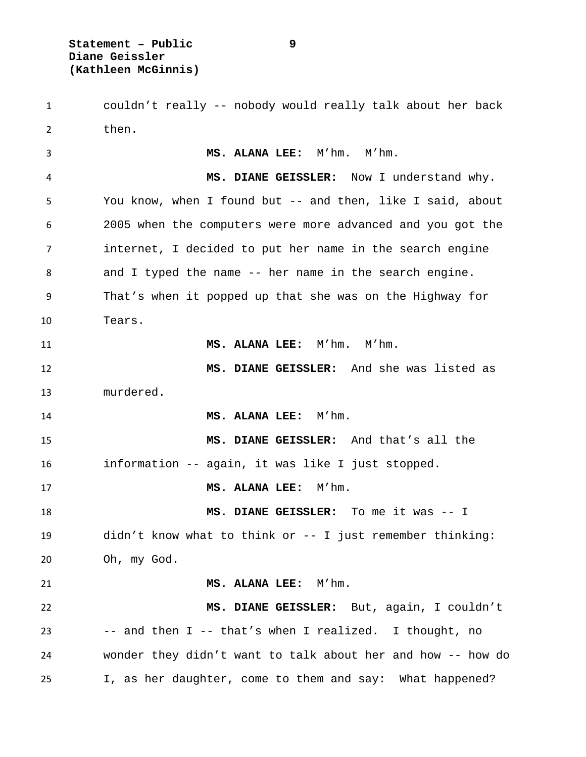couldn't really -- nobody would really talk about her back then.

**MS. ALANA LEE:** M'hm. M'hm.

**MS. DIANE GEISSLER:** Now I understand why. You know, when I found but -- and then, like I said, about 2005 when the computers were more advanced and you got the internet, I decided to put her name in the search engine and I typed the name -- her name in the search engine. That's when it popped up that she was on the Highway for Tears.

**MS. ALANA LEE:** M'hm. M'hm.

**MS. DIANE GEISSLER:** And she was listed as murdered.

**MS. ALANA LEE:** M'hm.

**MS. DIANE GEISSLER:** And that's all the information -- again, it was like I just stopped.

**MS. ALANA LEE:** M'hm.

**MS. DIANE GEISSLER:** To me it was -- I didn't know what to think or -- I just remember thinking: Oh, my God.

**MS. ALANA LEE:** M'hm.

**MS. DIANE GEISSLER:** But, again, I couldn't -- and then I -- that's when I realized. I thought, no wonder they didn't want to talk about her and how -- how do I, as her daughter, come to them and say: What happened?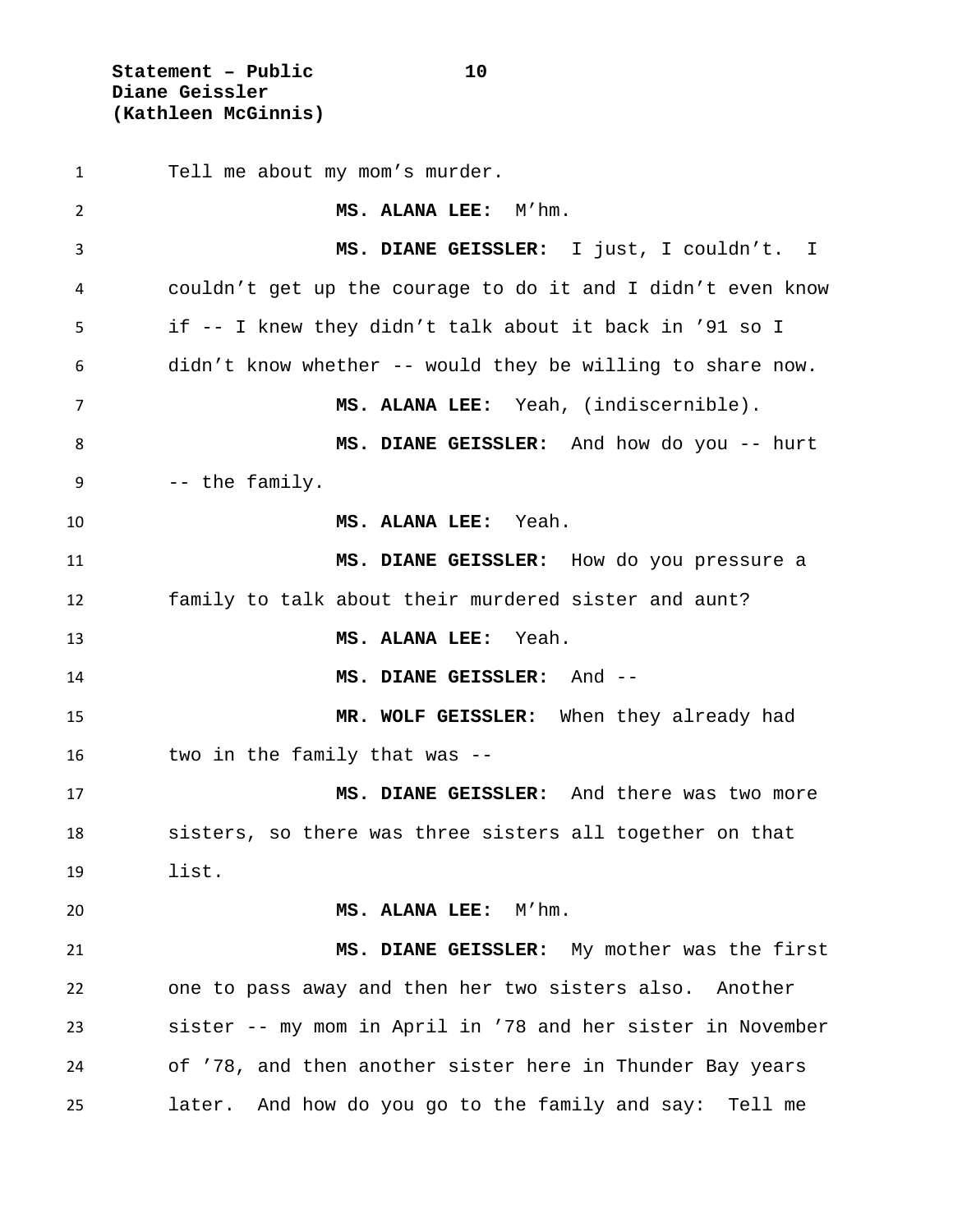Tell me about my mom's murder.

**MS. ALANA LEE:** M'hm.

**MS. DIANE GEISSLER:** I just, I couldn't. I couldn't get up the courage to do it and I didn't even know if -- I knew they didn't talk about it back in '91 so I didn't know whether -- would they be willing to share now.

**MS. ALANA LEE:** Yeah, (indiscernible).

**MS. DIANE GEISSLER:** And how do you -- hurt -- the family.

**MS. ALANA LEE:** Yeah.

**MS. DIANE GEISSLER:** How do you pressure a family to talk about their murdered sister and aunt?

**MS. ALANA LEE:** Yeah.

**MS. DIANE GEISSLER:** And --

**MR. WOLF GEISSLER:** When they already had two in the family that was --

**MS. DIANE GEISSLER:** And there was two more sisters, so there was three sisters all together on that list.

**MS. ALANA LEE:** M'hm.

**MS. DIANE GEISSLER:** My mother was the first one to pass away and then her two sisters also. Another sister -- my mom in April in '78 and her sister in November of '78, and then another sister here in Thunder Bay years later. And how do you go to the family and say: Tell me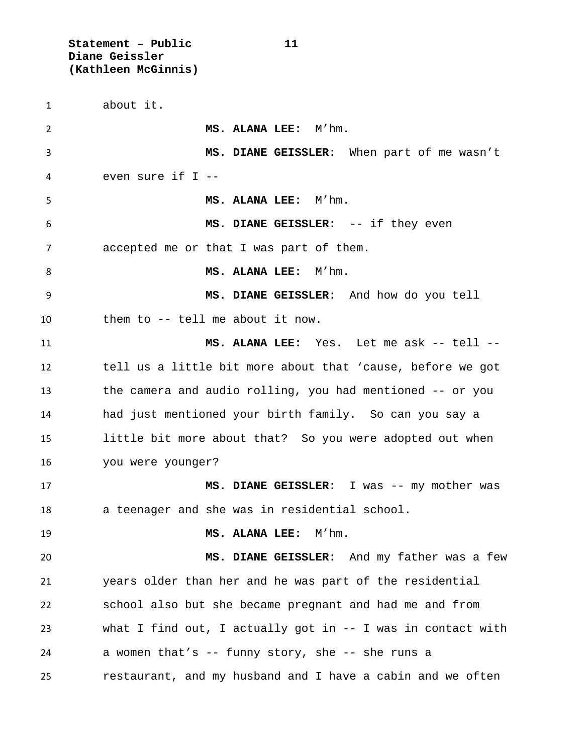about it.

**MS. ALANA LEE:** M'hm.

**MS. DIANE GEISSLER:** When part of me wasn't even sure if I --

**MS. ALANA LEE:** M'hm.

**MS. DIANE GEISSLER:** -- if they even accepted me or that I was part of them.

**MS. ALANA LEE:** M'hm.

**MS. DIANE GEISSLER:** And how do you tell them to -- tell me about it now.

**MS. ALANA LEE:** Yes. Let me ask -- tell -- tell us a little bit more about that 'cause, before we got the camera and audio rolling, you had mentioned -- or you had just mentioned your birth family. So can you say a little bit more about that? So you were adopted out when you were younger?

**MS. DIANE GEISSLER:** I was -- my mother was a teenager and she was in residential school.

**MS. ALANA LEE:** M'hm.

**MS. DIANE GEISSLER:** And my father was a few years older than her and he was part of the residential school also but she became pregnant and had me and from what I find out, I actually got in -- I was in contact with a women that's -- funny story, she -- she runs a restaurant, and my husband and I have a cabin and we often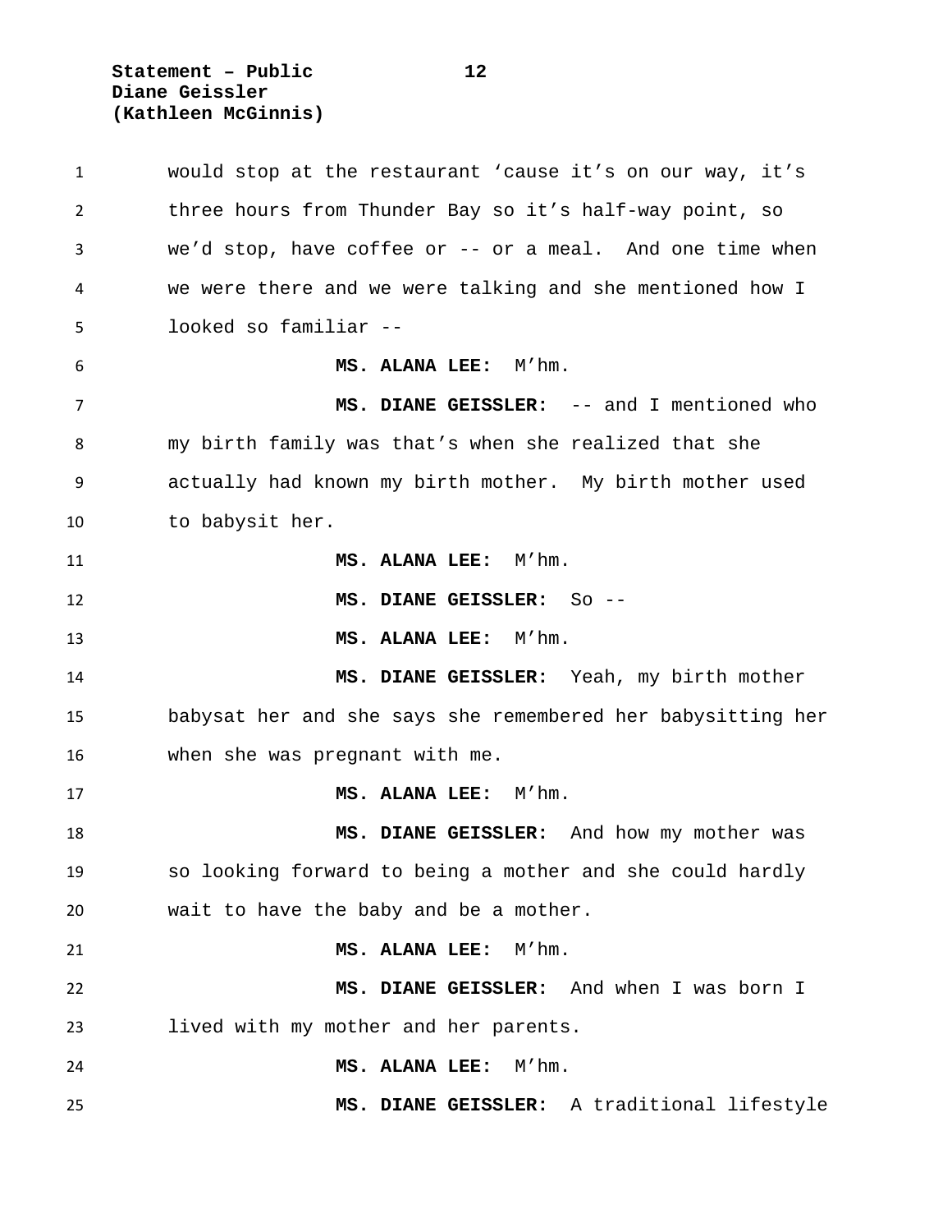would stop at the restaurant 'cause it's on our way, it's three hours from Thunder Bay so it's half-way point, so we'd stop, have coffee or -- or a meal. And one time when we were there and we were talking and she mentioned how I looked so familiar --

**MS. ALANA LEE:** M'hm.

**MS. DIANE GEISSLER:** -- and I mentioned who my birth family was that's when she realized that she actually had known my birth mother. My birth mother used to babysit her.

**MS. ALANA LEE:** M'hm.

**MS. DIANE GEISSLER:** So --

**MS. ALANA LEE:** M'hm.

**MS. DIANE GEISSLER:** Yeah, my birth mother babysat her and she says she remembered her babysitting her when she was pregnant with me.

**MS. ALANA LEE:** M'hm.

**MS. DIANE GEISSLER:** And how my mother was so looking forward to being a mother and she could hardly wait to have the baby and be a mother.

**MS. ALANA LEE:** M'hm.

**MS. DIANE GEISSLER:** And when I was born I lived with my mother and her parents.

**MS. ALANA LEE:** M'hm.

**MS. DIANE GEISSLER:** A traditional lifestyle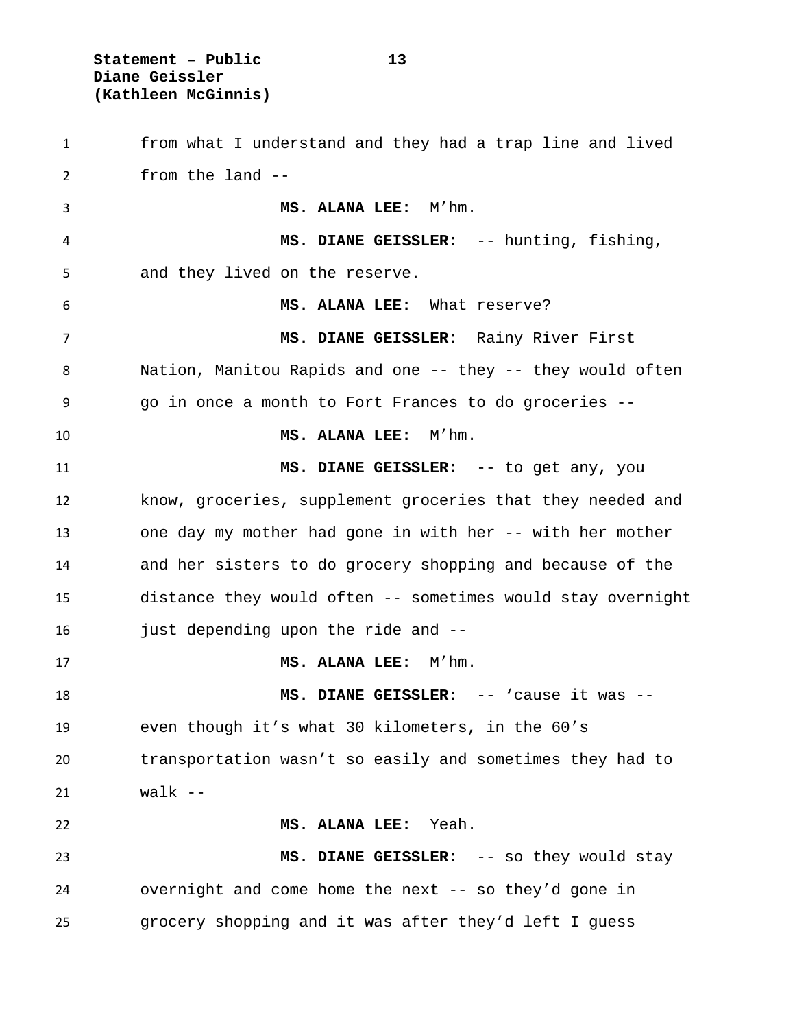from what I understand and they had a trap line and lived from the land --

**MS. ALANA LEE:** M'hm.

**MS. DIANE GEISSLER:** -- hunting, fishing, and they lived on the reserve.

**MS. ALANA LEE:** What reserve?

**MS. DIANE GEISSLER:** Rainy River First Nation, Manitou Rapids and one -- they -- they would often go in once a month to Fort Frances to do groceries --

**MS. ALANA LEE:** M'hm.

**MS. DIANE GEISSLER:** -- to get any, you know, groceries, supplement groceries that they needed and one day my mother had gone in with her -- with her mother and her sisters to do grocery shopping and because of the distance they would often -- sometimes would stay overnight just depending upon the ride and --

**MS. ALANA LEE:** M'hm.

**MS. DIANE GEISSLER:** -- 'cause it was -- even though it's what 30 kilometers, in the 60's transportation wasn't so easily and sometimes they had to walk --

**MS. ALANA LEE:** Yeah.

**MS. DIANE GEISSLER:** -- so they would stay overnight and come home the next -- so they'd gone in grocery shopping and it was after they'd left I guess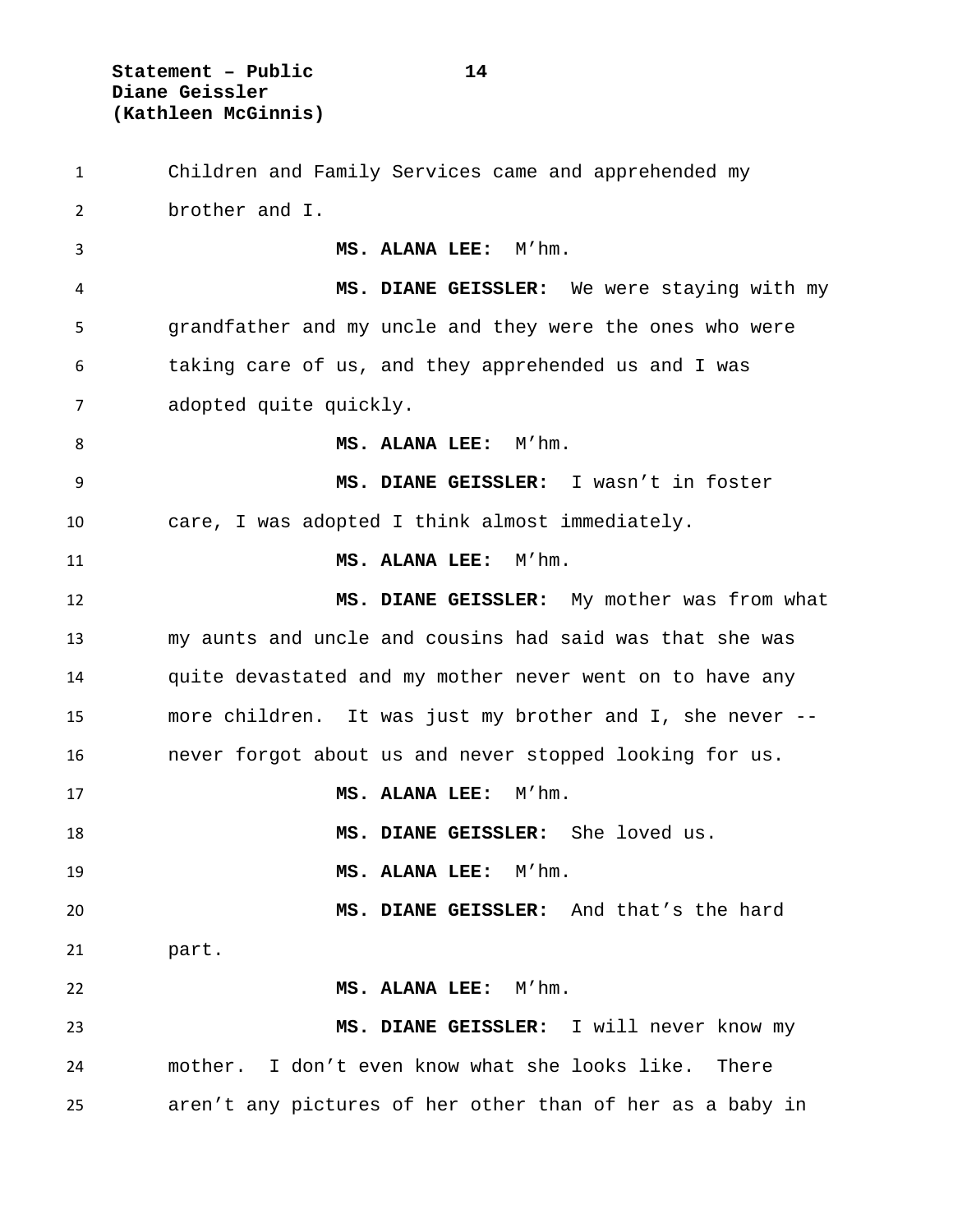Children and Family Services came and apprehended my brother and I.

**MS. ALANA LEE:** M'hm.

**MS. DIANE GEISSLER:** We were staying with my grandfather and my uncle and they were the ones who were taking care of us, and they apprehended us and I was adopted quite quickly.

**MS. ALANA LEE:** M'hm.

**MS. DIANE GEISSLER:** I wasn't in foster care, I was adopted I think almost immediately.

**MS. ALANA LEE:** M'hm.

**MS. DIANE GEISSLER:** My mother was from what my aunts and uncle and cousins had said was that she was quite devastated and my mother never went on to have any more children. It was just my brother and I, she never -- never forgot about us and never stopped looking for us.

**MS. ALANA LEE:** M'hm.

**MS. DIANE GEISSLER:** She loved us.

**MS. ALANA LEE:** M'hm.

**MS. DIANE GEISSLER:** And that's the hard part.

**MS. ALANA LEE:** M'hm.

**MS. DIANE GEISSLER:** I will never know my mother. I don't even know what she looks like. There aren't any pictures of her other than of her as a baby in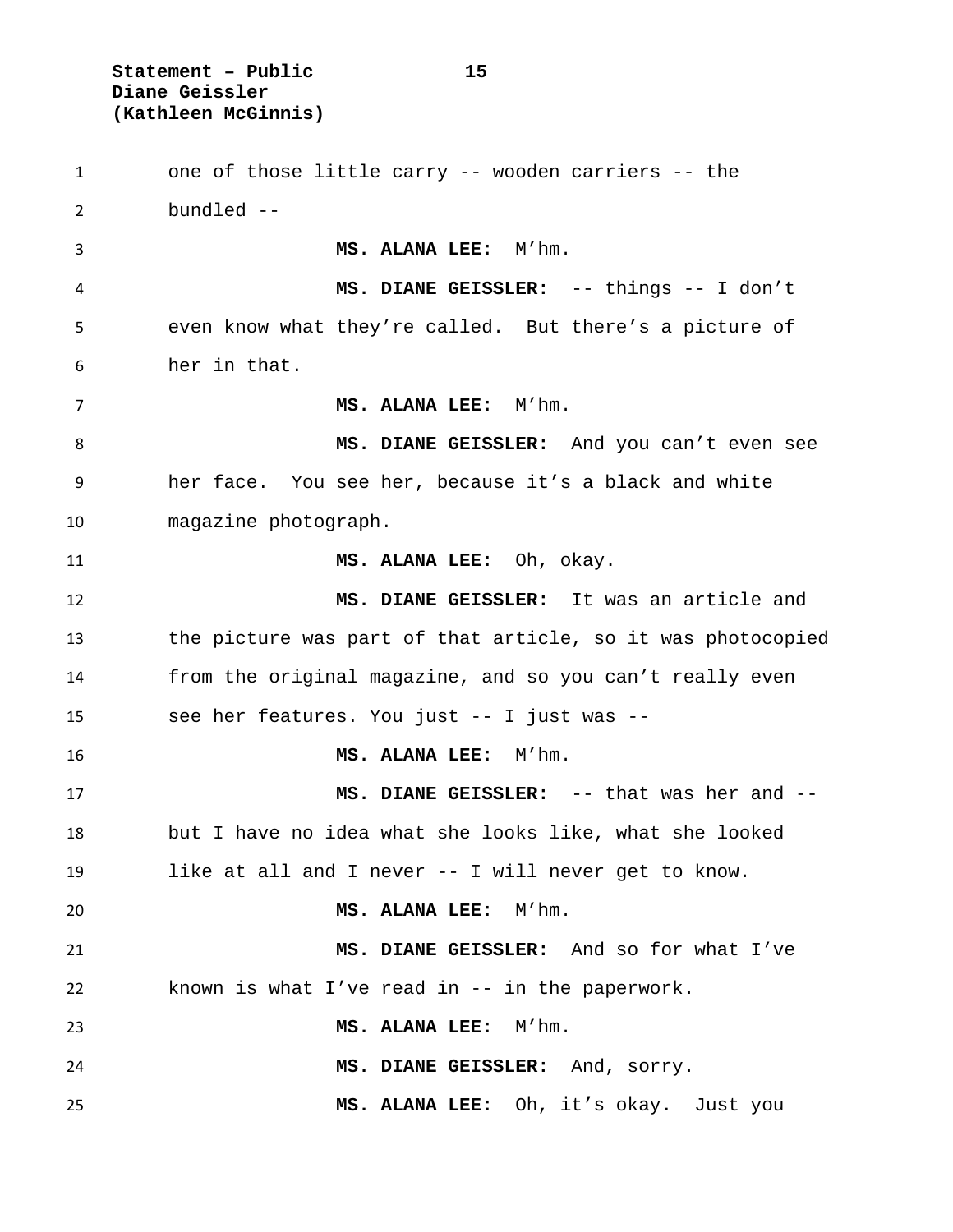one of those little carry -- wooden carriers -- the bundled --

**MS. ALANA LEE:** M'hm.

**MS. DIANE GEISSLER:** -- things -- I don't even know what they're called. But there's a picture of her in that.

**MS. ALANA LEE:** M'hm.

**MS. DIANE GEISSLER:** And you can't even see her face. You see her, because it's a black and white magazine photograph.

**MS. ALANA LEE:** Oh, okay.

**MS. DIANE GEISSLER:** It was an article and the picture was part of that article, so it was photocopied from the original magazine, and so you can't really even see her features. You just -- I just was --

**MS. ALANA LEE:** M'hm.

**MS. DIANE GEISSLER:** -- that was her and -- but I have no idea what she looks like, what she looked like at all and I never -- I will never get to know.

**MS. ALANA LEE:** M'hm.

**MS. DIANE GEISSLER:** And so for what I've known is what I've read in -- in the paperwork.

**MS. ALANA LEE:** M'hm.

**MS. DIANE GEISSLER:** And, sorry.

**MS. ALANA LEE:** Oh, it's okay. Just you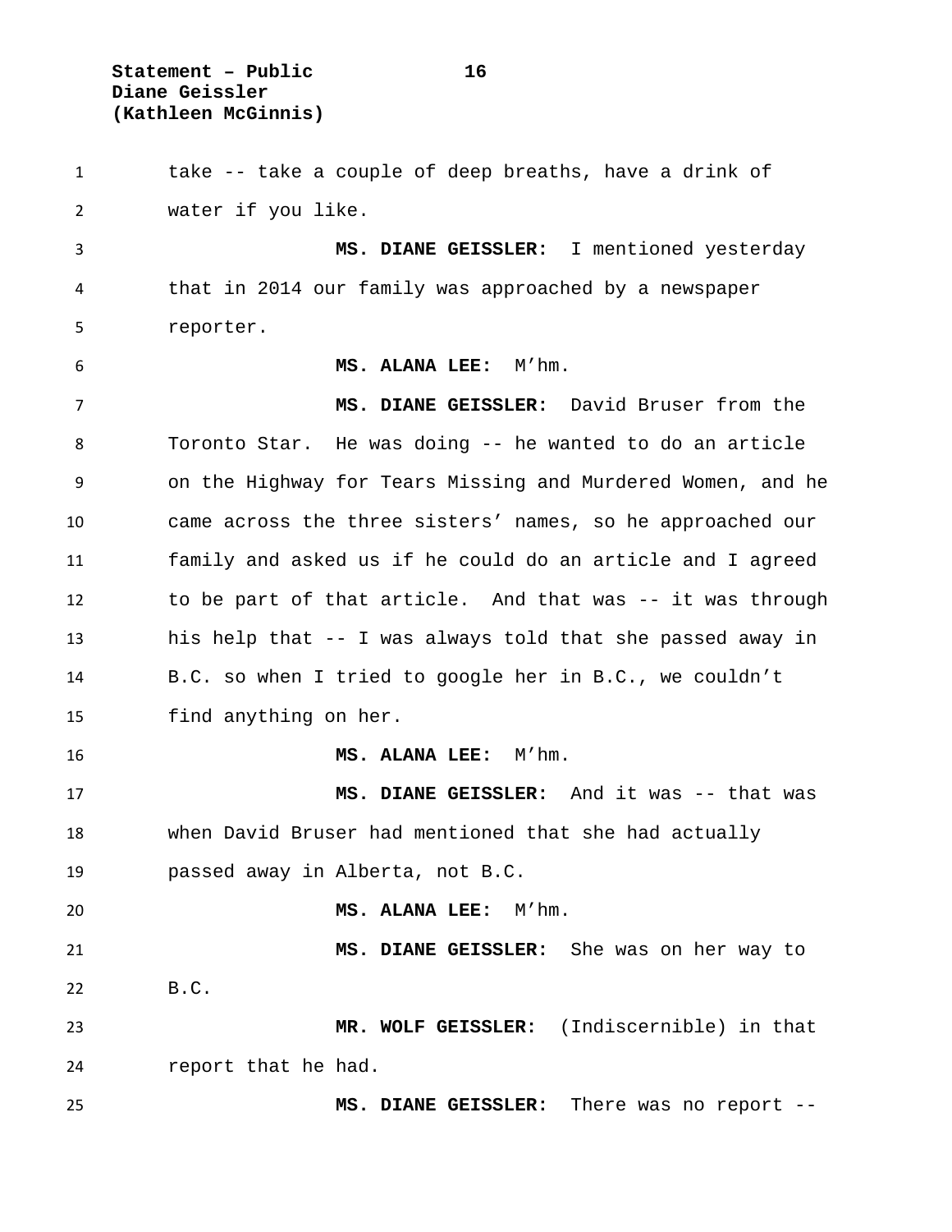take -- take a couple of deep breaths, have a drink of water if you like.

**MS. DIANE GEISSLER:** I mentioned yesterday that in 2014 our family was approached by a newspaper reporter.

**MS. ALANA LEE:** M'hm.

**MS. DIANE GEISSLER:** David Bruser from the Toronto Star. He was doing -- he wanted to do an article on the Highway for Tears Missing and Murdered Women, and he came across the three sisters' names, so he approached our family and asked us if he could do an article and I agreed to be part of that article. And that was -- it was through his help that -- I was always told that she passed away in B.C. so when I tried to google her in B.C., we couldn't find anything on her.

**MS. ALANA LEE:** M'hm.

**MS. DIANE GEISSLER:** And it was -- that was when David Bruser had mentioned that she had actually passed away in Alberta, not B.C.

**MS. ALANA LEE:** M'hm.

**MS. DIANE GEISSLER:** She was on her way to B.C.

**MR. WOLF GEISSLER:** (Indiscernible) in that report that he had.

**MS. DIANE GEISSLER:** There was no report --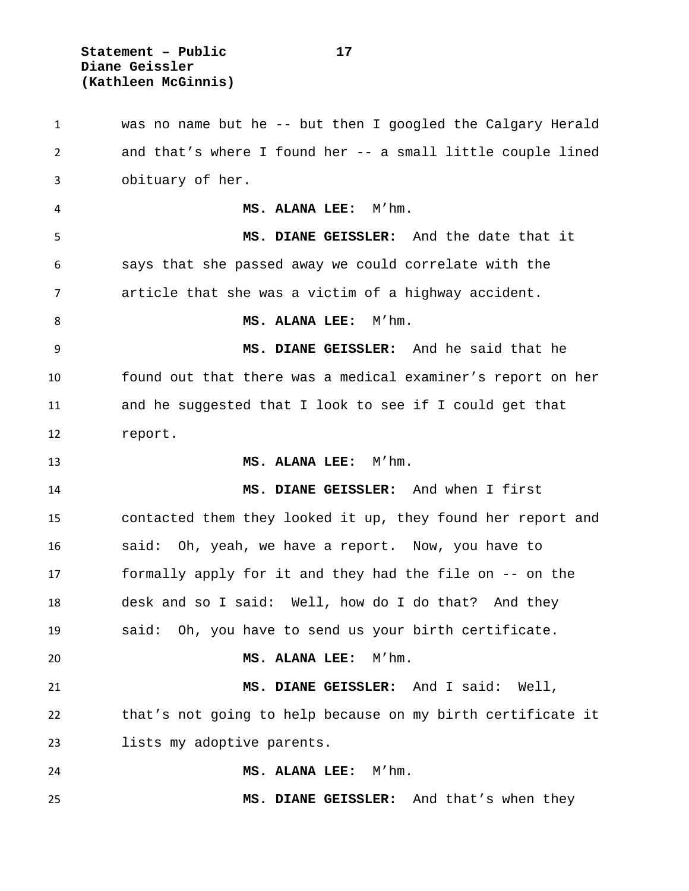was no name but he -- but then I googled the Calgary Herald and that’s where I found her -- a small little couple lined obituary of her.

**MS. ALANA LEE:** M’hm.

**MS. DIANE GEISSLER:** And the date that it says that she passed away we could correlate with the article that she was a victim of a highway accident.

**MS. ALANA LEE:** M’hm.

**MS. DIANE GEISSLER:** And he said that he found out that there was a medical examiner’s report on her and he suggested that I look to see if I could get that report.

**MS. ALANA LEE:** M’hm.

**MS. DIANE GEISSLER:** And when I first contacted them they looked it up, they found her report and said: Oh, yeah, we have a report. Now, you have to formally apply for it and they had the file on -- on the desk and so I said: Well, how do I do that? And they said: Oh, you have to send us your birth certificate.

**MS. ALANA LEE:** M’hm.

**MS. DIANE GEISSLER:** And I said: Well, that’s not going to help because on my birth certificate it lists my adoptive parents.

**MS. ALANA LEE:** M’hm.

**MS. DIANE GEISSLER:** And that’s when they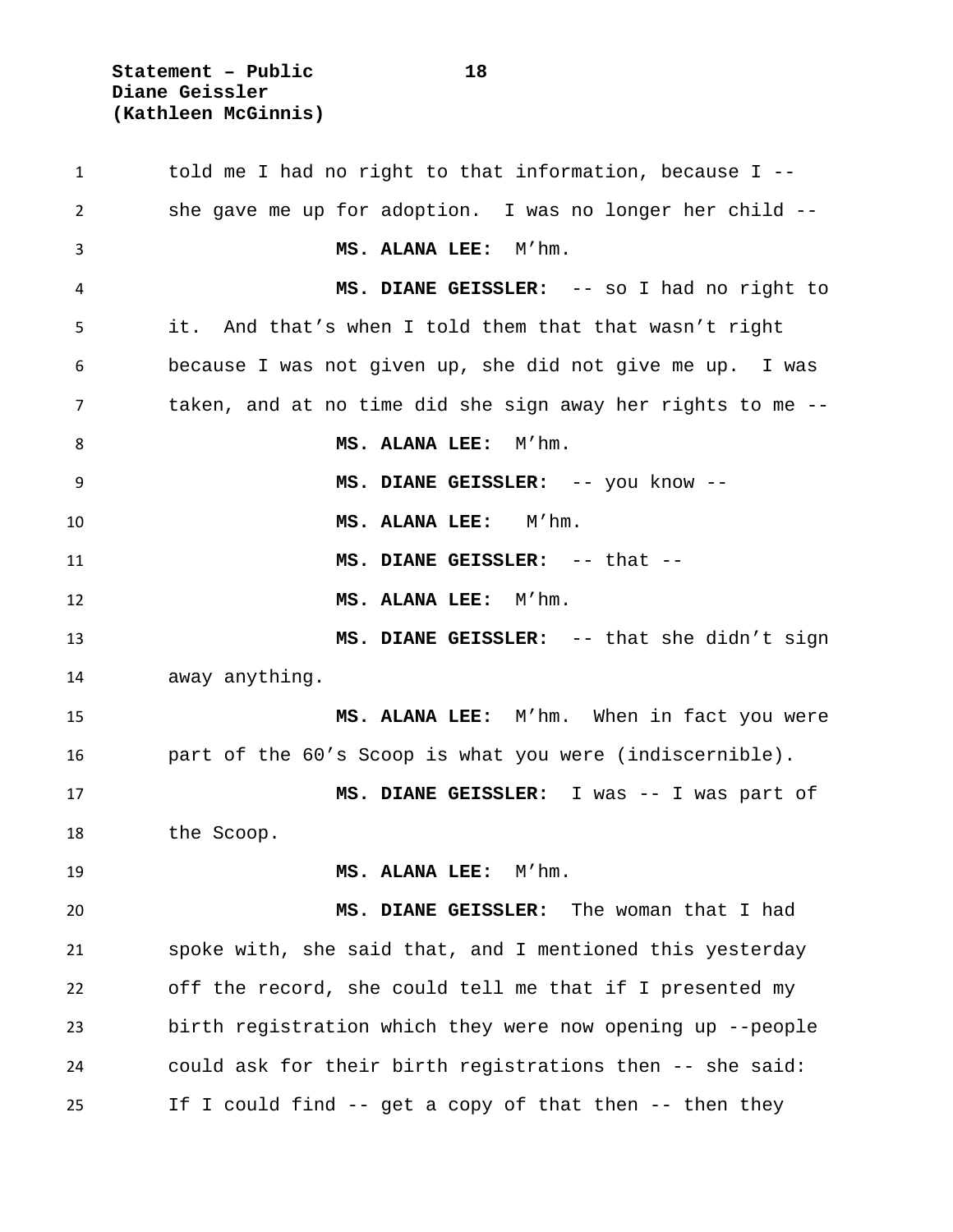told me I had no right to that information, because I -- she gave me up for adoption. I was no longer her child --

**MS. ALANA LEE:** M'hm.

**MS. DIANE GEISSLER:** -- so I had no right to it. And that's when I told them that that wasn't right because I was not given up, she did not give me up. I was taken, and at no time did she sign away her rights to me --

**MS. ALANA LEE:** M'hm.

**MS. DIANE GEISSLER:** -- you know --

**MS. ALANA LEE:** M'hm.

**MS. DIANE GEISSLER:** -- that --

**MS. ALANA LEE:** M'hm.

**MS. DIANE GEISSLER:** -- that she didn't sign away anything.

**MS. ALANA LEE:** M'hm. When in fact you were part of the 60's Scoop is what you were (indiscernible).

**MS. DIANE GEISSLER:** I was -- I was part of the Scoop.

**MS. ALANA LEE:** M'hm.

**MS. DIANE GEISSLER:** The woman that I had spoke with, she said that, and I mentioned this yesterday off the record, she could tell me that if I presented my birth registration which they were now opening up --people could ask for their birth registrations then -- she said: If I could find -- get a copy of that then -- then they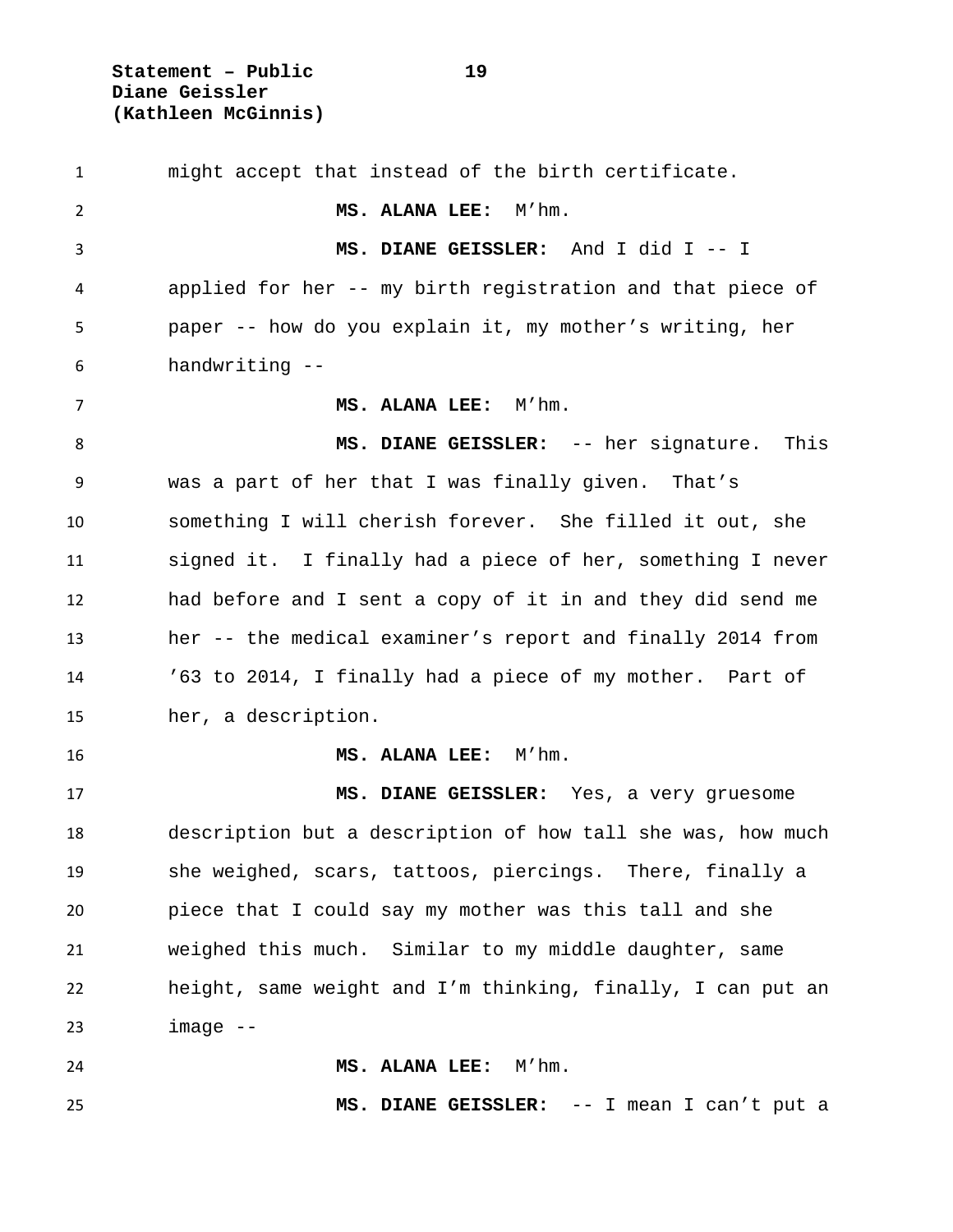might accept that instead of the birth certificate.

**MS. ALANA LEE:** M'hm.

**MS. DIANE GEISSLER:** And I did I -- I applied for her -- my birth registration and that piece of paper -- how do you explain it, my mother's writing, her handwriting --

**MS. ALANA LEE:** M'hm.

**MS. DIANE GEISSLER:** -- her signature. This was a part of her that I was finally given. That's something I will cherish forever. She filled it out, she signed it. I finally had a piece of her, something I never had before and I sent a copy of it in and they did send me her -- the medical examiner's report and finally 2014 from '63 to 2014, I finally had a piece of my mother. Part of her, a description.

**MS. ALANA LEE:** M'hm.

**MS. DIANE GEISSLER:** Yes, a very gruesome description but a description of how tall she was, how much she weighed, scars, tattoos, piercings. There, finally a piece that I could say my mother was this tall and she weighed this much. Similar to my middle daughter, same height, same weight and I'm thinking, finally, I can put an image --

**MS. ALANA LEE:** M'hm.

**MS. DIANE GEISSLER:** -- I mean I can't put a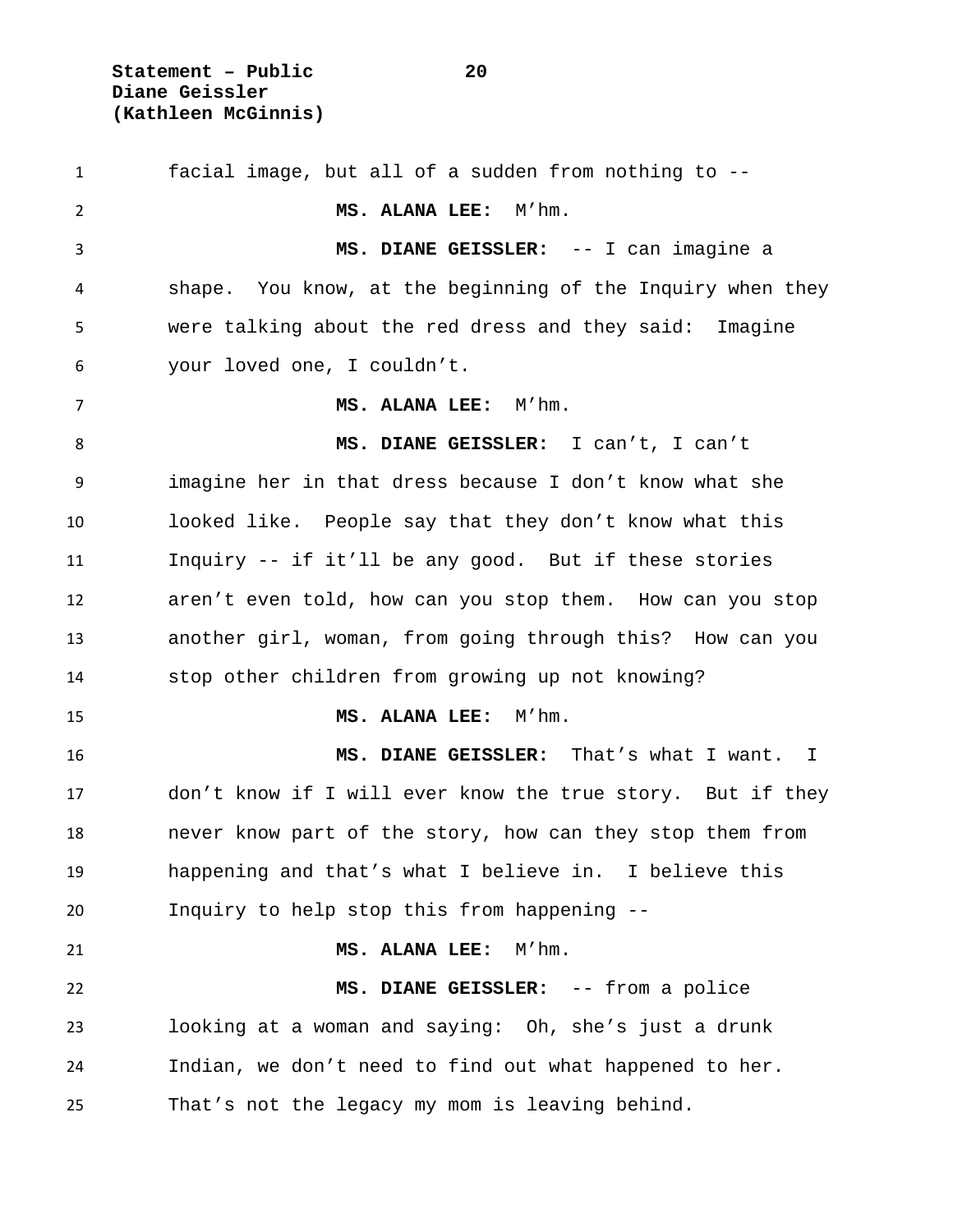facial image, but all of a sudden from nothing to --

**MS. ALANA LEE:** M'hm.

**MS. DIANE GEISSLER:** -- I can imagine a shape. You know, at the beginning of the Inquiry when they were talking about the red dress and they said: Imagine your loved one, I couldn't.

**MS. ALANA LEE:** M'hm.

**MS. DIANE GEISSLER:** I can't, I can't imagine her in that dress because I don't know what she looked like. People say that they don't know what this Inquiry -- if it'll be any good. But if these stories aren't even told, how can you stop them. How can you stop another girl, woman, from going through this? How can you stop other children from growing up not knowing?

**MS. ALANA LEE:** M'hm.

**MS. DIANE GEISSLER:** That's what I want. I don't know if I will ever know the true story. But if they never know part of the story, how can they stop them from happening and that's what I believe in. I believe this Inquiry to help stop this from happening --

**MS. ALANA LEE:** M'hm.

**MS. DIANE GEISSLER:** -- from a police looking at a woman and saying: Oh, she's just a drunk Indian, we don't need to find out what happened to her. That's not the legacy my mom is leaving behind.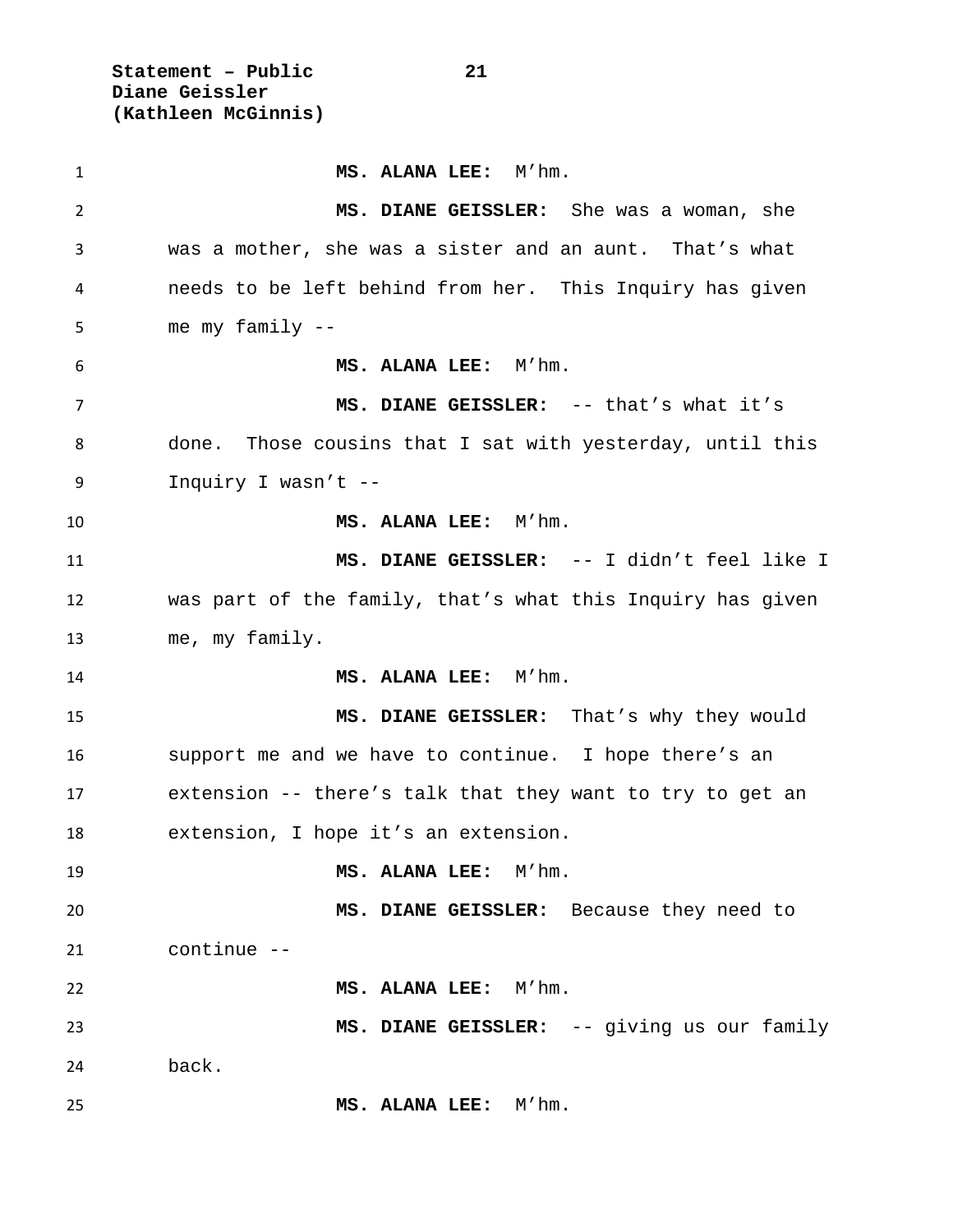**MS. ALANA LEE:** M'hm.

**MS. DIANE GEISSLER:** She was a woman, she was a mother, she was a sister and an aunt. That's what needs to be left behind from her. This Inquiry has given me my family --

**MS. ALANA LEE:** M'hm.

**MS. DIANE GEISSLER:** -- that's what it's done. Those cousins that I sat with yesterday, until this Inquiry I wasn't --

**MS. ALANA LEE:** M'hm.

**MS. DIANE GEISSLER:** -- I didn't feel like I was part of the family, that's what this Inquiry has given me, my family.

**MS. ALANA LEE:** M'hm.

**MS. DIANE GEISSLER:** That's why they would support me and we have to continue. I hope there's an extension -- there's talk that they want to try to get an extension, I hope it's an extension.

**MS. ALANA LEE:** M'hm.

**MS. DIANE GEISSLER:** Because they need to continue --

**MS. ALANA LEE:** M'hm.

**MS. DIANE GEISSLER:** -- giving us our family back.

**MS. ALANA LEE:** M'hm.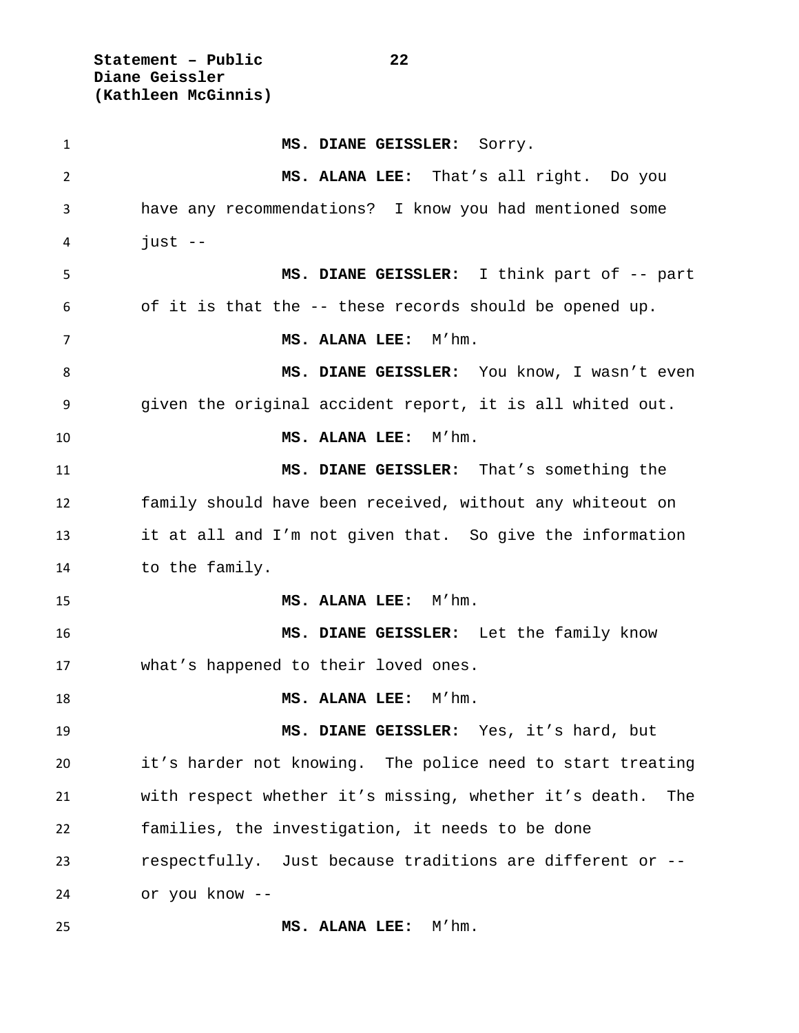**MS. DIANE GEISSLER:** Sorry.

**MS. ALANA LEE:** That's all right. Do you have any recommendations? I know you had mentioned some just --

**MS. DIANE GEISSLER:** I think part of -- part of it is that the -- these records should be opened up.

**MS. ALANA LEE:** M'hm.

**MS. DIANE GEISSLER:** You know, I wasn't even given the original accident report, it is all whited out.

**MS. ALANA LEE:** M'hm.

**MS. DIANE GEISSLER:** That's something the family should have been received, without any whiteout on it at all and I'm not given that. So give the information to the family.

**MS. ALANA LEE:** M'hm.

**MS. DIANE GEISSLER:** Let the family know what's happened to their loved ones.

**MS. ALANA LEE:** M'hm.

**MS. DIANE GEISSLER:** Yes, it's hard, but it's harder not knowing. The police need to start treating with respect whether it's missing, whether it's death. The families, the investigation, it needs to be done respectfully. Just because traditions are different or -- or you know --

**MS. ALANA LEE:** M'hm.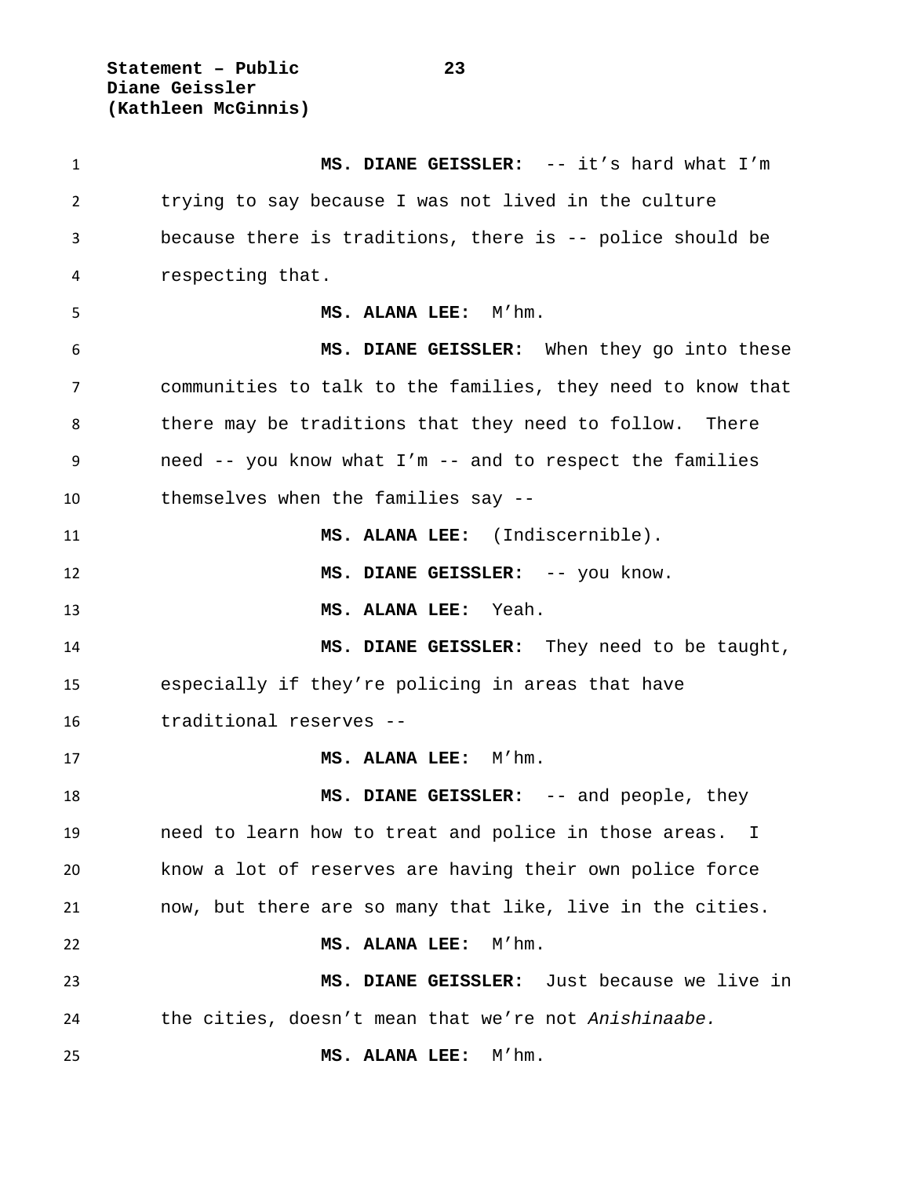**MS. DIANE GEISSLER:** -- it's hard what I'm trying to say because I was not lived in the culture because there is traditions, there is -- police should be respecting that.

**MS. ALANA LEE:** M'hm.

**MS. DIANE GEISSLER:** When they go into these communities to talk to the families, they need to know that there may be traditions that they need to follow. There need -- you know what I'm -- and to respect the families themselves when the families say --

**MS. ALANA LEE:** (Indiscernible).

**MS. DIANE GEISSLER:** -- you know.

**MS. ALANA LEE:** Yeah.

**MS. DIANE GEISSLER:** They need to be taught, especially if they're policing in areas that have traditional reserves --

**MS. ALANA LEE:** M'hm.

**MS. DIANE GEISSLER:** -- and people, they need to learn how to treat and police in those areas. I know a lot of reserves are having their own police force now, but there are so many that like, live in the cities.

**MS. ALANA LEE:** M'hm.

**MS. DIANE GEISSLER:** Just because we live in the cities, doesn't mean that we're not *Anishinaabe.*

**MS. ALANA LEE:** M'hm.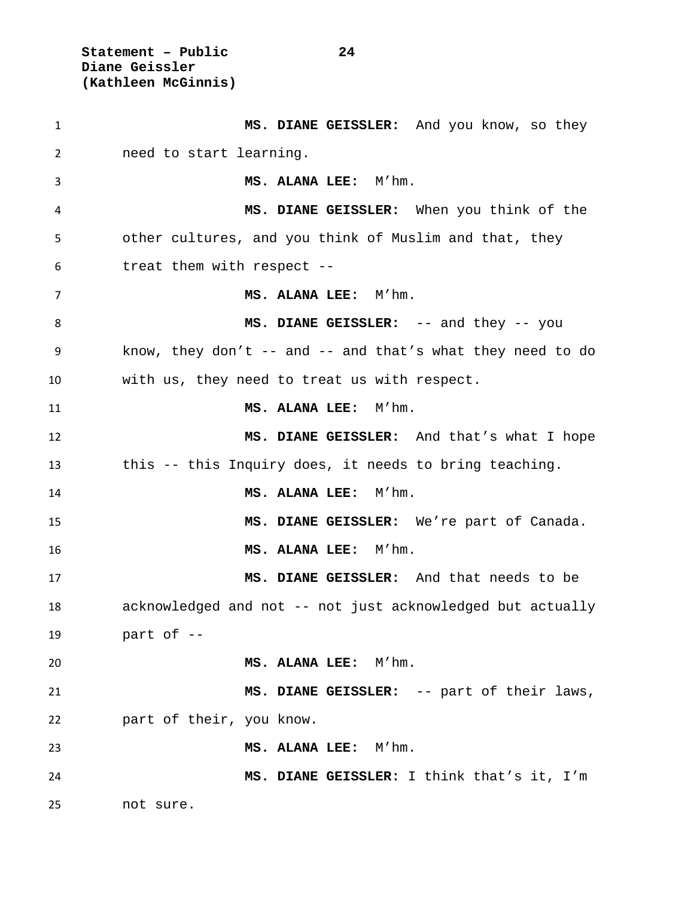**MS. DIANE GEISSLER:** And you know, so they need to start learning.

**MS. ALANA LEE:** M'hm.

**MS. DIANE GEISSLER:** When you think of the other cultures, and you think of Muslim and that, they treat them with respect --

**MS. ALANA LEE:** M'hm.

**MS. DIANE GEISSLER:** -- and they -- you know, they don't -- and -- and that's what they need to do with us, they need to treat us with respect.

**MS. ALANA LEE:** M'hm.

**MS. DIANE GEISSLER:** And that's what I hope this -- this Inquiry does, it needs to bring teaching.

**MS. ALANA LEE:** M'hm.

**MS. DIANE GEISSLER:** We're part of Canada.

**MS. ALANA LEE:** M'hm.

**MS. DIANE GEISSLER:** And that needs to be acknowledged and not -- not just acknowledged but actually part of --

**MS. ALANA LEE:** M'hm.

**MS. DIANE GEISSLER:** -- part of their laws, part of their, you know.

**MS. ALANA LEE:** M'hm.

**MS. DIANE GEISSLER:** I think that's it, I'm not sure.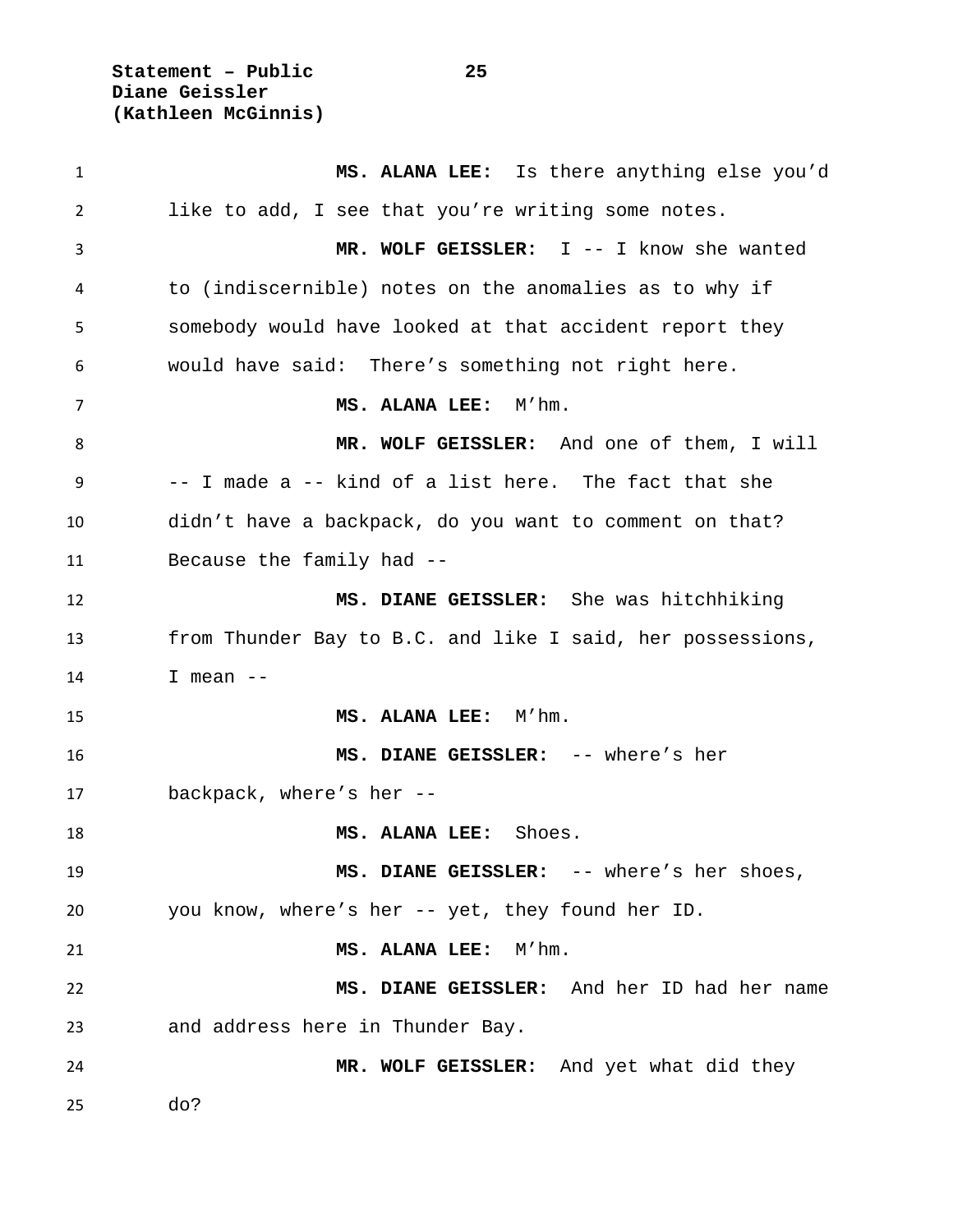**MS. ALANA LEE:** Is there anything else you'd like to add, I see that you're writing some notes.

**MR. WOLF GEISSLER:** I -- I know she wanted to (indiscernible) notes on the anomalies as to why if somebody would have looked at that accident report they would have said: There's something not right here.

**MS. ALANA LEE:** M'hm.

**MR. WOLF GEISSLER:** And one of them, I will -- I made a -- kind of a list here. The fact that she didn't have a backpack, do you want to comment on that? Because the family had --

**MS. DIANE GEISSLER:** She was hitchhiking from Thunder Bay to B.C. and like I said, her possessions, I mean --

**MS. ALANA LEE:** M'hm.

**MS. DIANE GEISSLER:** -- where's her backpack, where's her --

**MS. ALANA LEE:** Shoes.

**MS. DIANE GEISSLER:** -- where's her shoes, you know, where's her -- yet, they found her ID.

**MS. ALANA LEE:** M'hm.

**MS. DIANE GEISSLER:** And her ID had her name and address here in Thunder Bay.

**MR. WOLF GEISSLER:** And yet what did they do?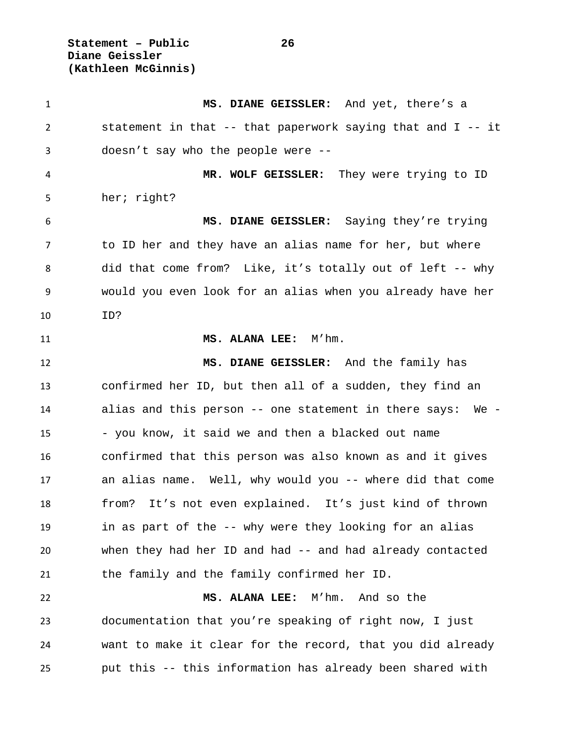**MS. DIANE GEISSLER:** And yet, there's a statement in that -- that paperwork saying that and I -- it doesn't say who the people were --

**MR. WOLF GEISSLER:** They were trying to ID her; right?

**MS. DIANE GEISSLER:** Saying they're trying to ID her and they have an alias name for her, but where did that come from? Like, it's totally out of left -- why would you even look for an alias when you already have her ID?

**MS. ALANA LEE:** M'hm.

**MS. DIANE GEISSLER:** And the family has confirmed her ID, but then all of a sudden, they find an alias and this person -- one statement in there says: We -- you know, it said we and then a blacked out name confirmed that this person was also known as and it gives an alias name. Well, why would you -- where did that come from? It's not even explained. It's just kind of thrown in as part of the -- why were they looking for an alias when they had her ID and had -- and had already contacted the family and the family confirmed her ID.

**MS. ALANA LEE:** M'hm. And so the documentation that you're speaking of right now, I just want to make it clear for the record, that you did already put this -- this information has already been shared with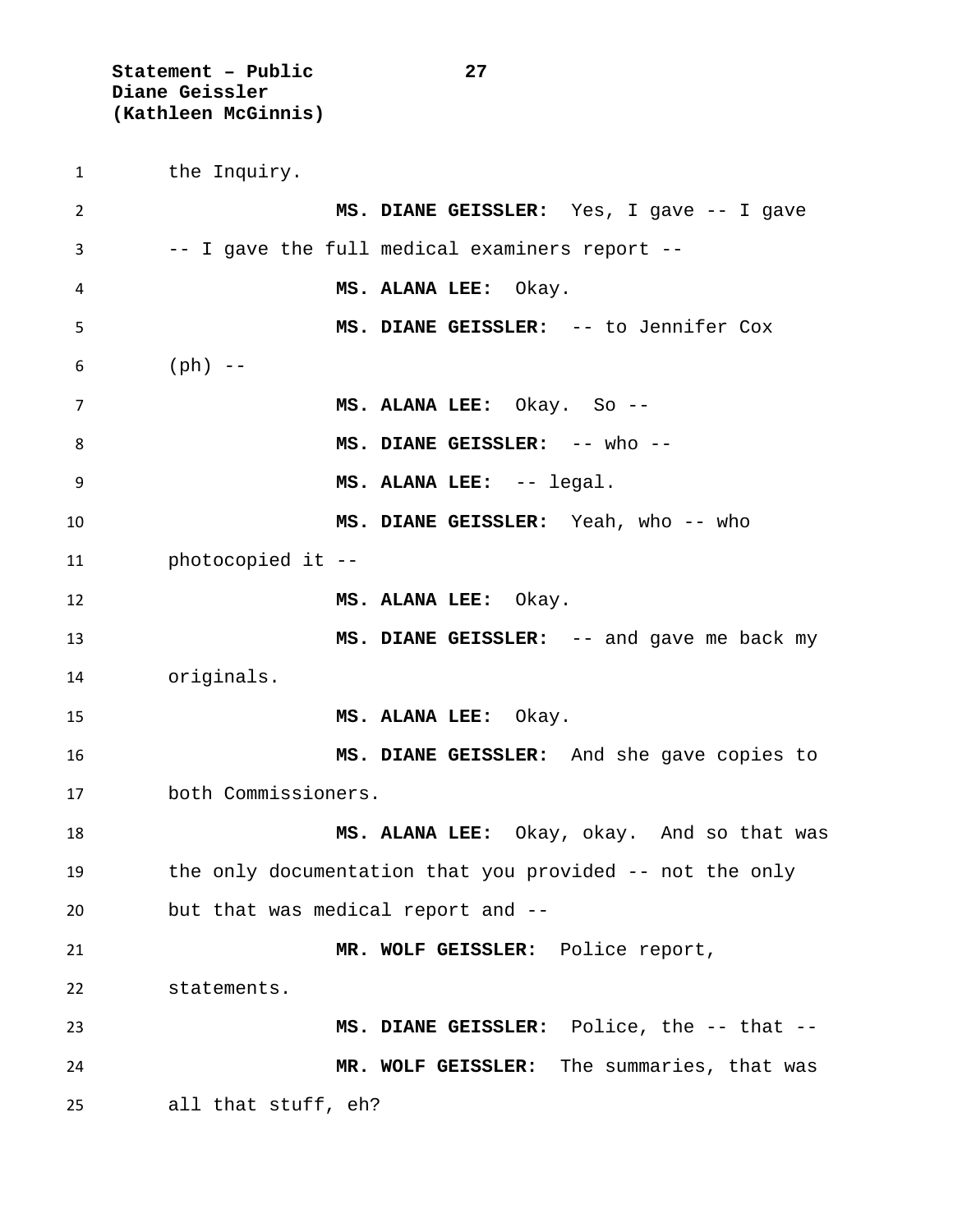the Inquiry.

**MS. DIANE GEISSLER:** Yes, I gave -- I gave -- I gave the full medical examiners report --

**MS. ALANA LEE:** Okay.

**MS. DIANE GEISSLER:** -- to Jennifer Cox (ph) --

**MS. ALANA LEE:** Okay. So --

**MS. DIANE GEISSLER:** -- who --

**MS. ALANA LEE:** -- legal.

**MS. DIANE GEISSLER:** Yeah, who -- who photocopied it --

**MS. ALANA LEE:** Okay.

**MS. DIANE GEISSLER:** -- and gave me back my originals.

**MS. ALANA LEE:** Okay.

**MS. DIANE GEISSLER:** And she gave copies to both Commissioners.

**MS. ALANA LEE:** Okay, okay. And so that was the only documentation that you provided -- not the only but that was medical report and --

**MR. WOLF GEISSLER:** Police report, statements.

**MS. DIANE GEISSLER:** Police, the -- that --

**MR. WOLF GEISSLER:** The summaries, that was all that stuff, eh?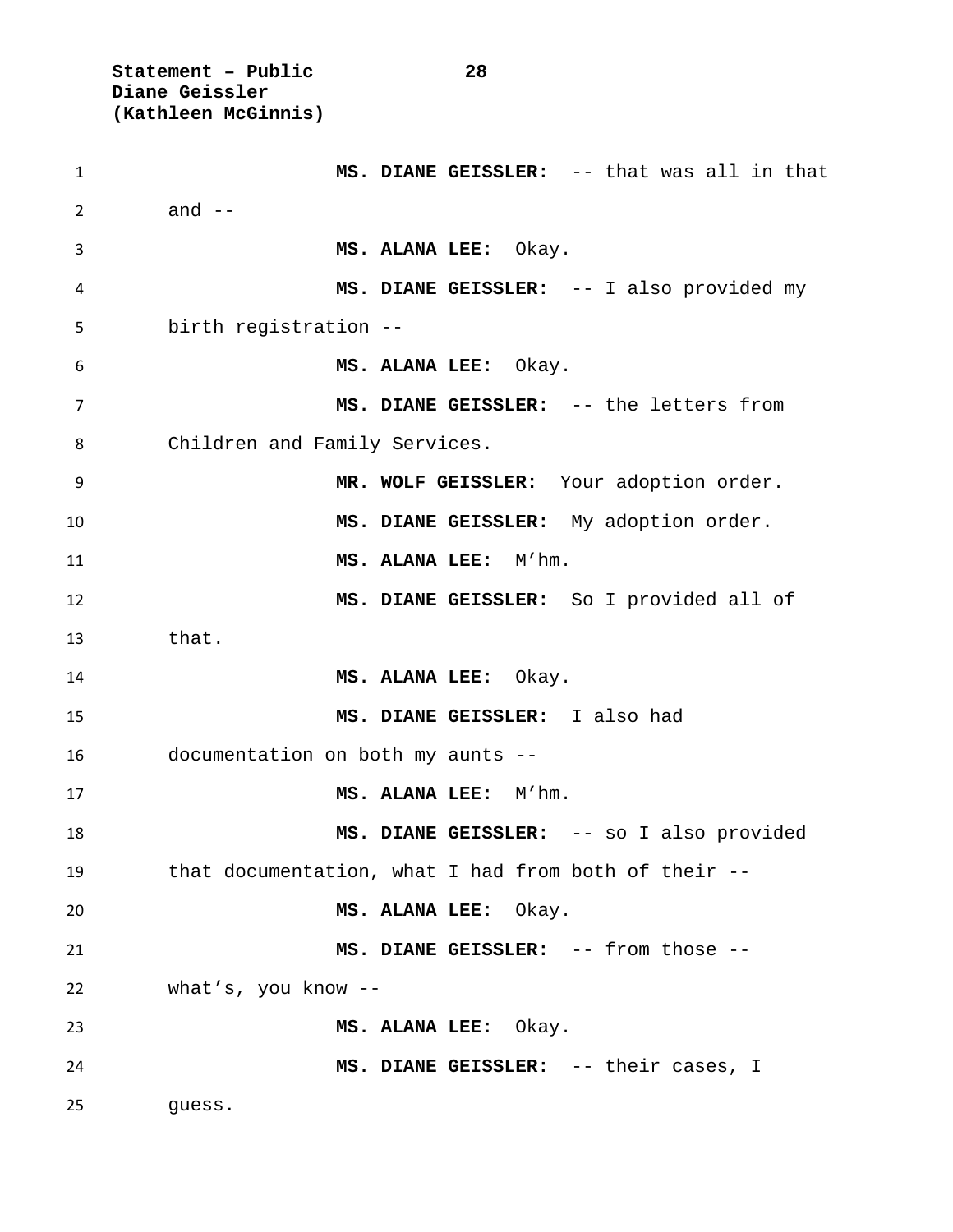**MS. DIANE GEISSLER:** -- that was all in that and --

**MS. ALANA LEE:** Okay.

**MS. DIANE GEISSLER:** -- I also provided my birth registration --

**MS. ALANA LEE:** Okay.

**MS. DIANE GEISSLER:** -- the letters from Children and Family Services.

**MR. WOLF GEISSLER:** Your adoption order.

**MS. DIANE GEISSLER:** My adoption order.

**MS. ALANA LEE:** M'hm.

**MS. DIANE GEISSLER:** So I provided all of that.

**MS. ALANA LEE:** Okay.

**MS. DIANE GEISSLER:** I also had documentation on both my aunts --

**MS. ALANA LEE:** M'hm.

**MS. DIANE GEISSLER:** -- so I also provided that documentation, what I had from both of their --

**MS. ALANA LEE:** Okay.

**MS. DIANE GEISSLER:** -- from those -- what's, you know --

**MS. ALANA LEE:** Okay.

**MS. DIANE GEISSLER:** -- their cases, I guess.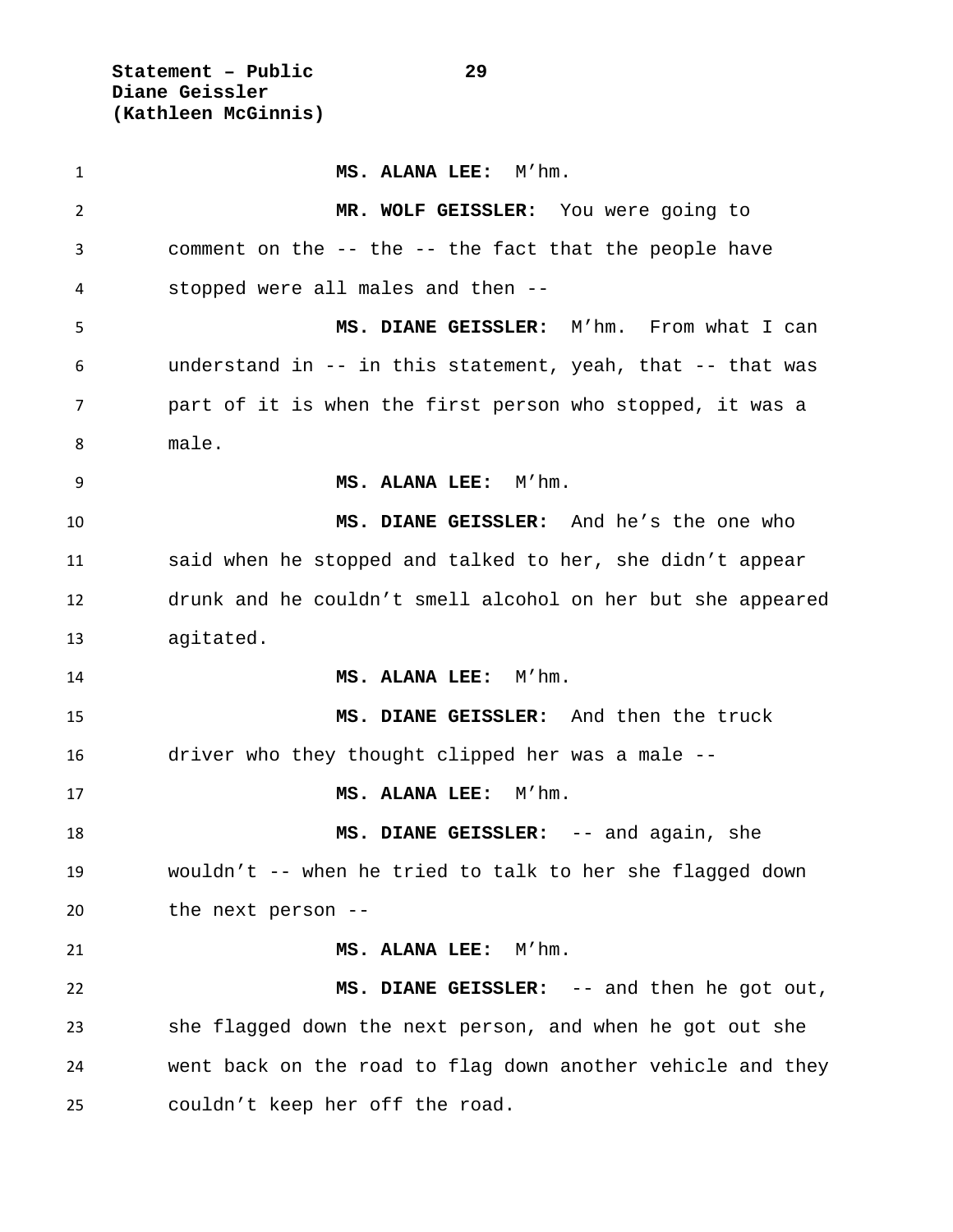**MS. ALANA LEE:** M'hm.

**MR. WOLF GEISSLER:** You were going to comment on the -- the -- the fact that the people have stopped were all males and then --

**MS. DIANE GEISSLER:** M'hm. From what I can understand in -- in this statement, yeah, that -- that was part of it is when the first person who stopped, it was a male.

**MS. ALANA LEE:** M'hm.

**MS. DIANE GEISSLER:** And he's the one who said when he stopped and talked to her, she didn't appear drunk and he couldn't smell alcohol on her but she appeared agitated.

**MS. ALANA LEE:** M'hm.

**MS. DIANE GEISSLER:** And then the truck driver who they thought clipped her was a male --

**MS. ALANA LEE:** M'hm.

**MS. DIANE GEISSLER:** -- and again, she wouldn't -- when he tried to talk to her she flagged down the next person --

**MS. ALANA LEE:** M'hm.

**MS. DIANE GEISSLER:** -- and then he got out, she flagged down the next person, and when he got out she went back on the road to flag down another vehicle and they couldn't keep her off the road.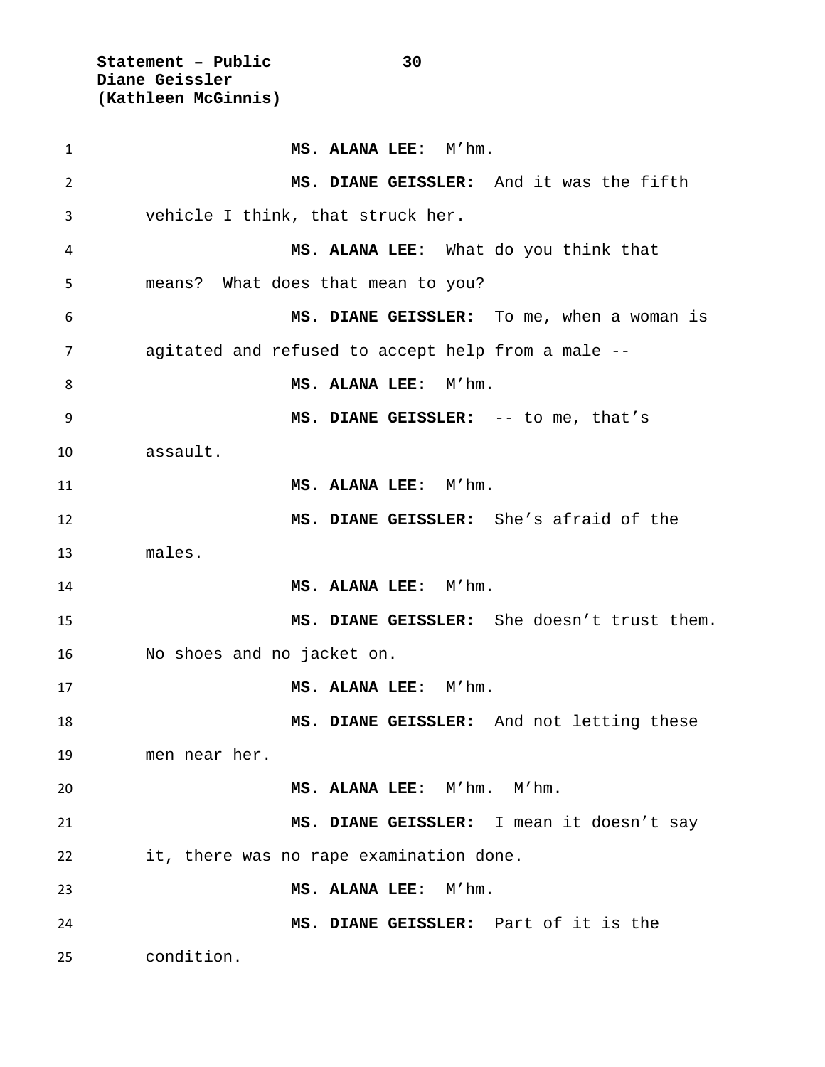**MS. ALANA LEE:** M'hm.

**MS. DIANE GEISSLER:** And it was the fifth vehicle I think, that struck her.

**MS. ALANA LEE:** What do you think that means? What does that mean to you?

**MS. DIANE GEISSLER:** To me, when a woman is agitated and refused to accept help from a male --

**MS. ALANA LEE:** M'hm.

**MS. DIANE GEISSLER:** -- to me, that's assault.

**MS. ALANA LEE:** M'hm.

**MS. DIANE GEISSLER:** She's afraid of the males.

**MS. ALANA LEE:** M'hm.

**MS. DIANE GEISSLER:** She doesn't trust them. No shoes and no jacket on.

**MS. ALANA LEE:** M'hm.

**MS. DIANE GEISSLER:** And not letting these men near her.

**MS. ALANA LEE:** M'hm. M'hm.

**MS. DIANE GEISSLER:** I mean it doesn't say it, there was no rape examination done.

**MS. ALANA LEE:** M'hm.

**MS. DIANE GEISSLER:** Part of it is the condition.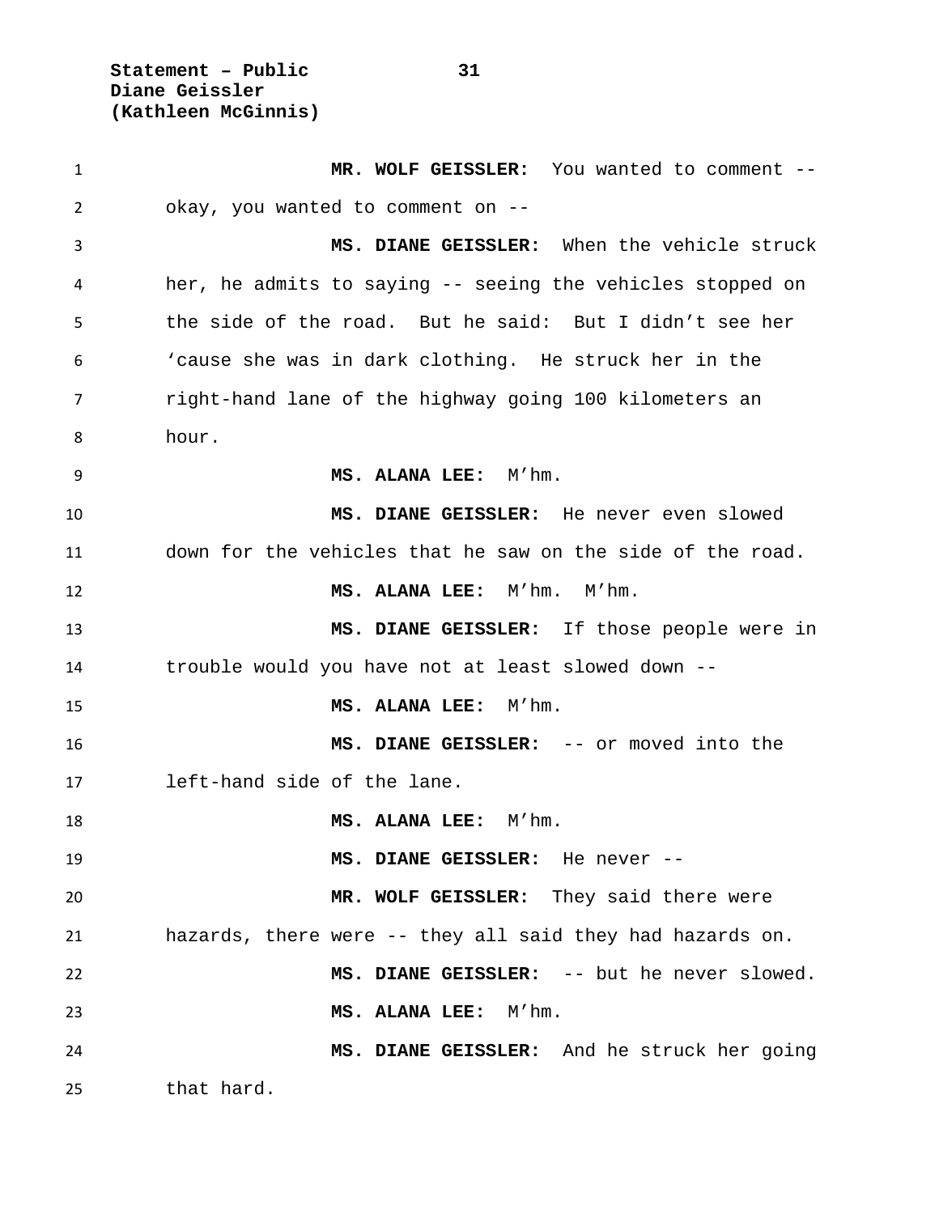**MR. WOLF GEISSLER:** You wanted to comment -- okay, you wanted to comment on --

**MS. DIANE GEISSLER:** When the vehicle struck her, he admits to saying -- seeing the vehicles stopped on the side of the road. But he said: But I didn't see her 'cause she was in dark clothing. He struck her in the right-hand lane of the highway going 100 kilometers an hour.

**MS. ALANA LEE:** M'hm.

**MS. DIANE GEISSLER:** He never even slowed down for the vehicles that he saw on the side of the road.

**MS. ALANA LEE:** M'hm. M'hm.

**MS. DIANE GEISSLER:** If those people were in trouble would you have not at least slowed down --

**MS. ALANA LEE:** M'hm.

**MS. DIANE GEISSLER:** -- or moved into the left-hand side of the lane.

**MS. ALANA LEE:** M'hm.

**MS. DIANE GEISSLER:** He never --

**MR. WOLF GEISSLER:** They said there were hazards, there were -- they all said they had hazards on.

**MS. DIANE GEISSLER:** -- but he never slowed.

**MS. ALANA LEE:** M'hm.

**MS. DIANE GEISSLER:** And he struck her going that hard.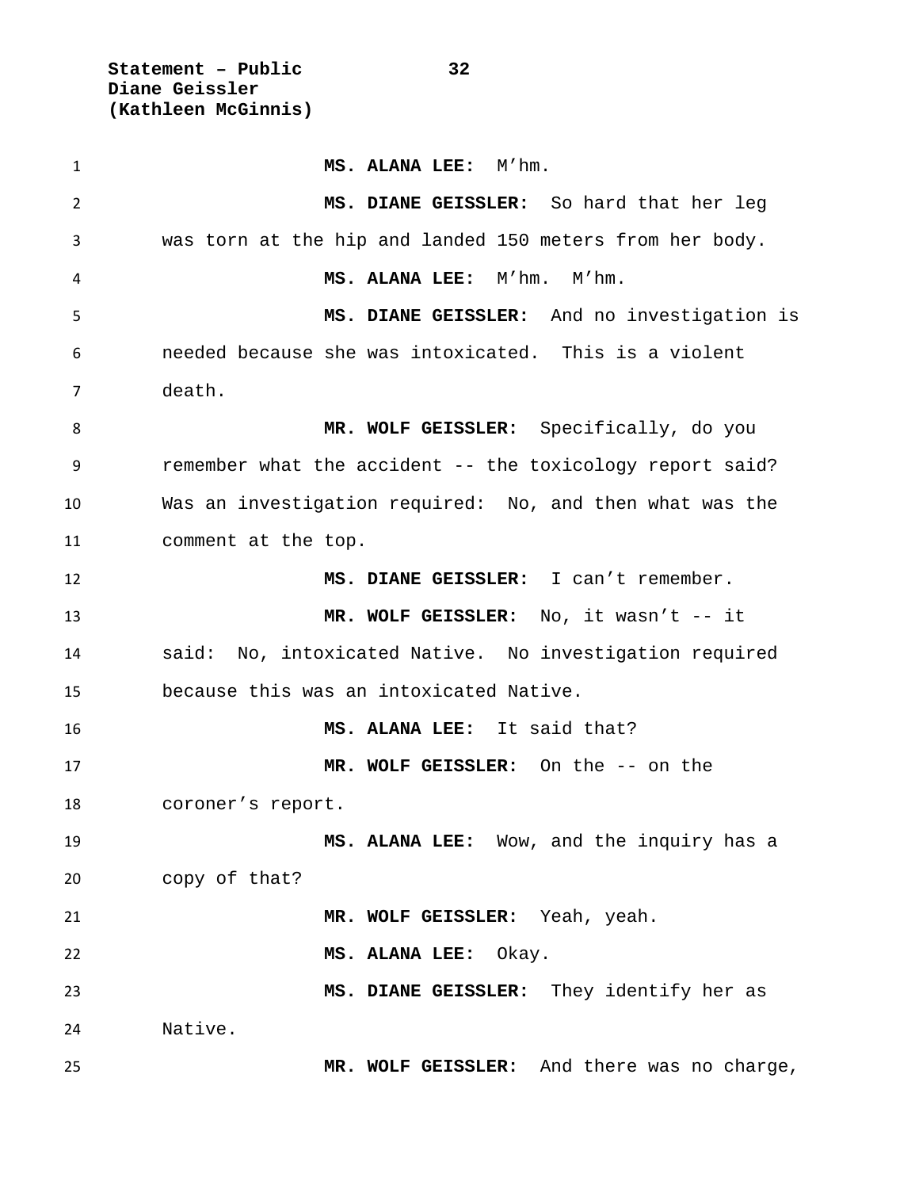**MS. ALANA LEE:** M'hm.

**MS. DIANE GEISSLER:** So hard that her leg was torn at the hip and landed 150 meters from her body.

**MS. ALANA LEE:** M'hm. M'hm.

**MS. DIANE GEISSLER:** And no investigation is needed because she was intoxicated. This is a violent death.

**MR. WOLF GEISSLER:** Specifically, do you remember what the accident -- the toxicology report said? Was an investigation required: No, and then what was the comment at the top.

**MS. DIANE GEISSLER:** I can't remember.

**MR. WOLF GEISSLER:** No, it wasn't -- it said: No, intoxicated Native. No investigation required because this was an intoxicated Native.

**MS. ALANA LEE:** It said that?

**MR. WOLF GEISSLER:** On the -- on the coroner's report.

**MS. ALANA LEE:** Wow, and the inquiry has a copy of that?

**MR. WOLF GEISSLER:** Yeah, yeah.

**MS. ALANA LEE:** Okay.

**MS. DIANE GEISSLER:** They identify her as Native.

**MR. WOLF GEISSLER:** And there was no charge,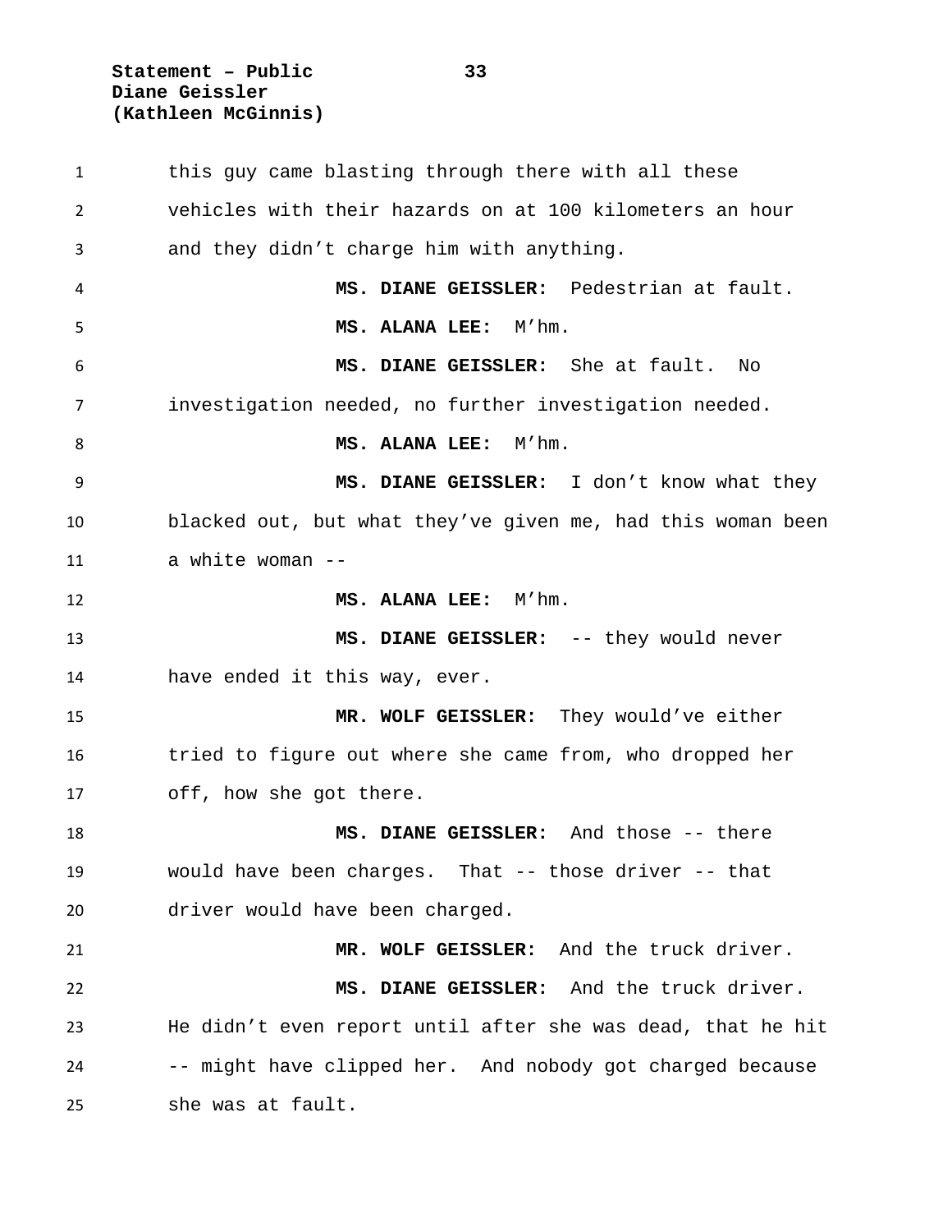this guy came blasting through there with all these vehicles with their hazards on at 100 kilometers an hour and they didn't charge him with anything.

**MS. DIANE GEISSLER:** Pedestrian at fault.

**MS. ALANA LEE:** M'hm.

**MS. DIANE GEISSLER:** She at fault. No investigation needed, no further investigation needed.

**MS. ALANA LEE:** M'hm.

**MS. DIANE GEISSLER:** I don't know what they blacked out, but what they've given me, had this woman been a white woman --

**MS. ALANA LEE:** M'hm.

**MS. DIANE GEISSLER:** -- they would never have ended it this way, ever.

**MR. WOLF GEISSLER:** They would've either tried to figure out where she came from, who dropped her off, how she got there.

**MS. DIANE GEISSLER:** And those -- there would have been charges. That -- those driver -- that driver would have been charged.

**MR. WOLF GEISSLER:** And the truck driver.

**MS. DIANE GEISSLER:** And the truck driver. He didn't even report until after she was dead, that he hit -- might have clipped her. And nobody got charged because she was at fault.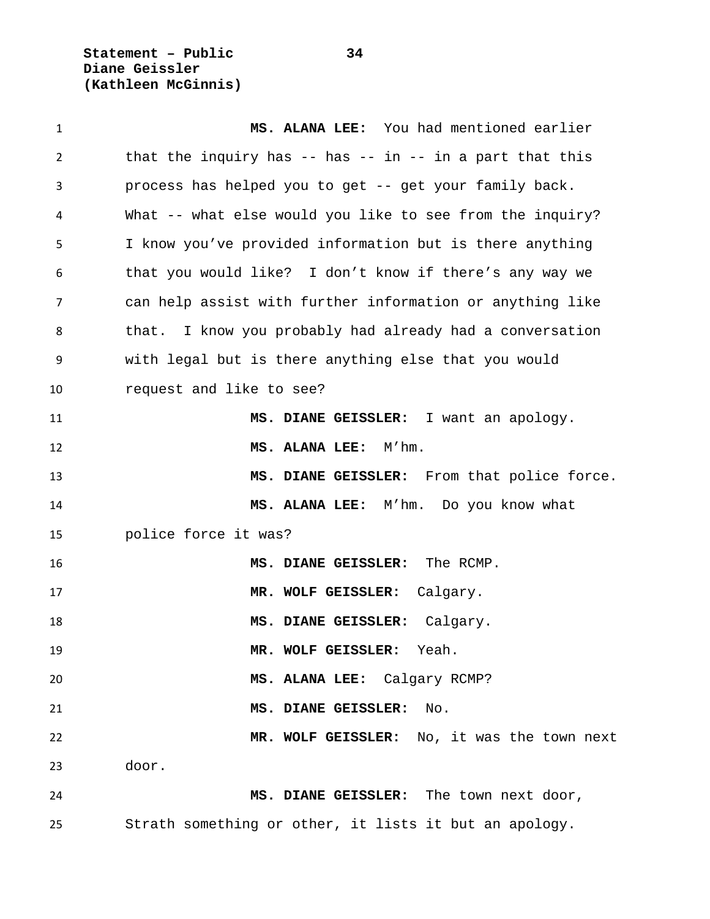**MS. ALANA LEE:** You had mentioned earlier that the inquiry has -- has -- in -- in a part that this process has helped you to get -- get your family back. What -- what else would you like to see from the inquiry? I know you've provided information but is there anything that you would like? I don't know if there's any way we can help assist with further information or anything like that. I know you probably had already had a conversation with legal but is there anything else that you would request and like to see?

**MS. DIANE GEISSLER:** I want an apology.

**MS. ALANA LEE:** M'hm.

**MS. DIANE GEISSLER:** From that police force.

**MS. ALANA LEE:** M'hm. Do you know what police force it was?

**MS. DIANE GEISSLER:** The RCMP.

**MR. WOLF GEISSLER:** Calgary.

**MS. DIANE GEISSLER:** Calgary.

**MR. WOLF GEISSLER:** Yeah.

**MS. ALANA LEE:** Calgary RCMP?

**MS. DIANE GEISSLER:** No.

**MR. WOLF GEISSLER:** No, it was the town next door.

**MS. DIANE GEISSLER:** The town next door, Strath something or other, it lists it but an apology.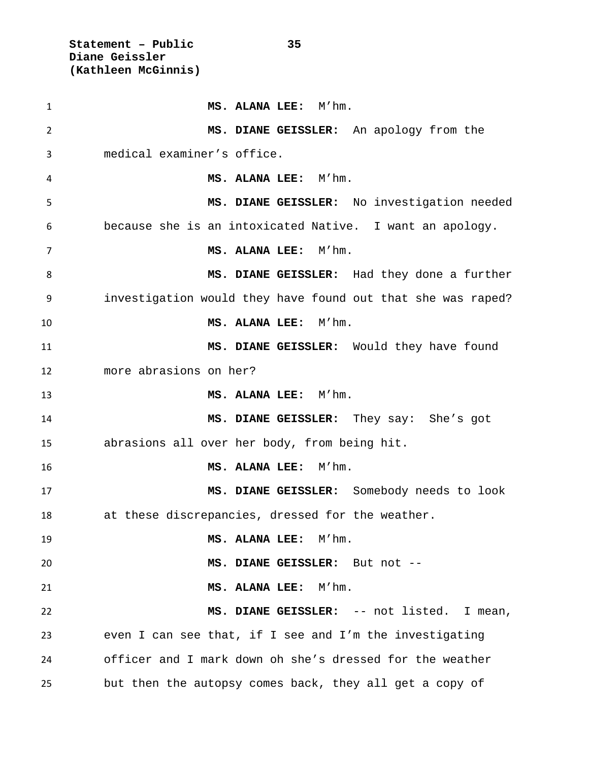**MS. ALANA LEE:** M'hm.

**MS. DIANE GEISSLER:** An apology from the medical examiner's office.

**MS. ALANA LEE:** M'hm.

**MS. DIANE GEISSLER:** No investigation needed because she is an intoxicated Native. I want an apology.

**MS. ALANA LEE:** M'hm.

**MS. DIANE GEISSLER:** Had they done a further investigation would they have found out that she was raped?

**MS. ALANA LEE:** M'hm.

**MS. DIANE GEISSLER:** Would they have found more abrasions on her?

**MS. ALANA LEE:** M'hm.

**MS. DIANE GEISSLER:** They say: She's got abrasions all over her body, from being hit.

**MS. ALANA LEE:** M'hm.

**MS. DIANE GEISSLER:** Somebody needs to look at these discrepancies, dressed for the weather.

**MS. ALANA LEE:** M'hm.

**MS. DIANE GEISSLER:** But not --

**MS. ALANA LEE:** M'hm.

**MS. DIANE GEISSLER:** -- not listed. I mean, even I can see that, if I see and I'm the investigating officer and I mark down oh she's dressed for the weather but then the autopsy comes back, they all get a copy of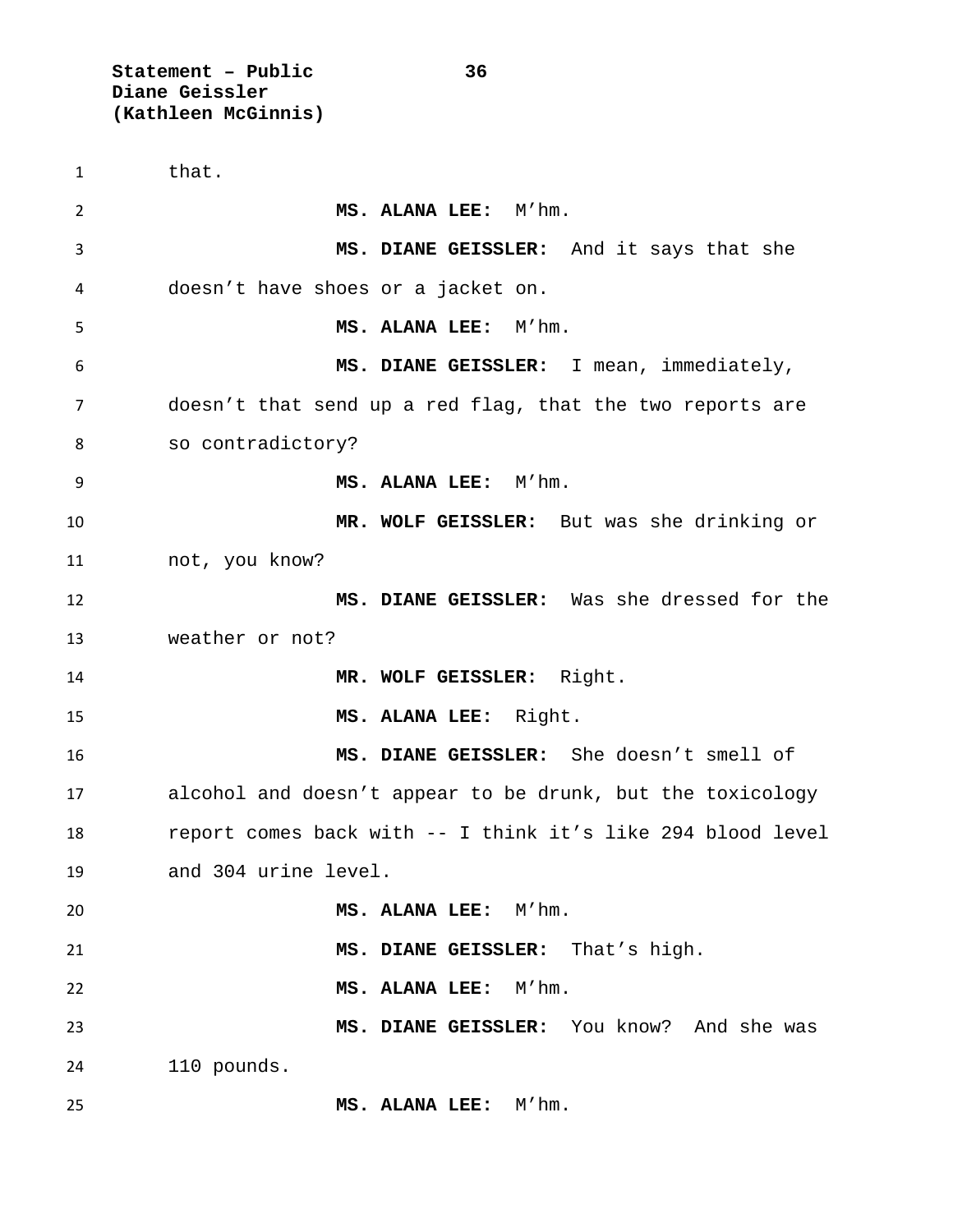that.

**MS. ALANA LEE:** M'hm.

**MS. DIANE GEISSLER:** And it says that she doesn't have shoes or a jacket on.

**MS. ALANA LEE:** M'hm.

**MS. DIANE GEISSLER:** I mean, immediately, doesn't that send up a red flag, that the two reports are so contradictory?

**MS. ALANA LEE:** M'hm.

**MR. WOLF GEISSLER:** But was she drinking or not, you know?

**MS. DIANE GEISSLER:** Was she dressed for the weather or not?

**MR. WOLF GEISSLER:** Right.

**MS. ALANA LEE:** Right.

**MS. DIANE GEISSLER:** She doesn't smell of alcohol and doesn't appear to be drunk, but the toxicology report comes back with -- I think it's like 294 blood level and 304 urine level.

**MS. ALANA LEE:** M'hm.

**MS. DIANE GEISSLER:** That's high.

**MS. ALANA LEE:** M'hm.

**MS. DIANE GEISSLER:** You know? And she was 110 pounds.

**MS. ALANA LEE:** M'hm.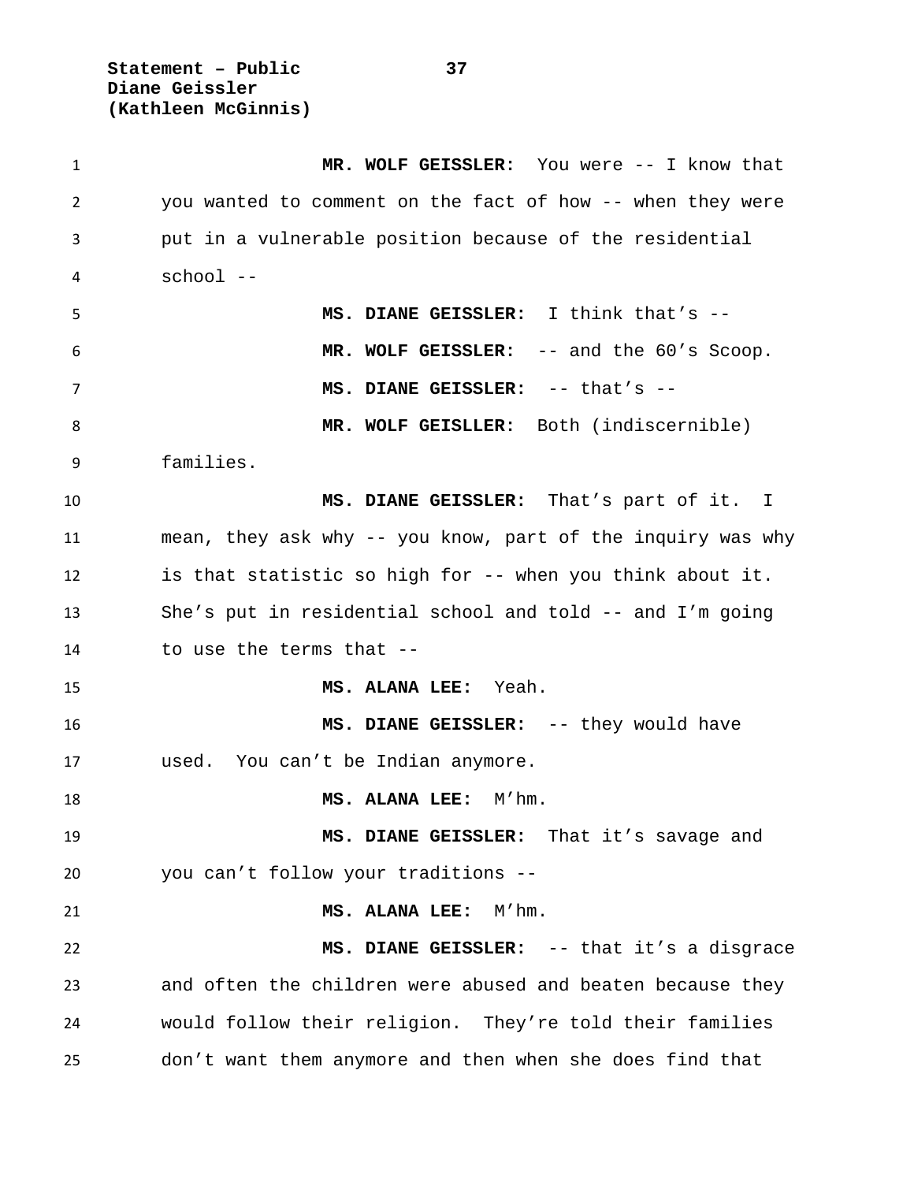**MR. WOLF GEISSLER:** You were -- I know that you wanted to comment on the fact of how -- when they were put in a vulnerable position because of the residential school --

**MS. DIANE GEISSLER:** I think that's --

**MR. WOLF GEISSLER:** -- and the 60's Scoop.

**MS. DIANE GEISSLER:** -- that's --

**MR. WOLF GEISLLER:** Both (indiscernible) families.

**MS. DIANE GEISSLER:** That's part of it. I mean, they ask why -- you know, part of the inquiry was why is that statistic so high for -- when you think about it. She's put in residential school and told -- and I'm going to use the terms that --

**MS. ALANA LEE:** Yeah.

**MS. DIANE GEISSLER:** -- they would have used. You can't be Indian anymore.

**MS. ALANA LEE:** M'hm.

**MS. DIANE GEISSLER:** That it's savage and you can't follow your traditions --

**MS. ALANA LEE:** M'hm.

**MS. DIANE GEISSLER:** -- that it's a disgrace and often the children were abused and beaten because they would follow their religion. They're told their families don't want them anymore and then when she does find that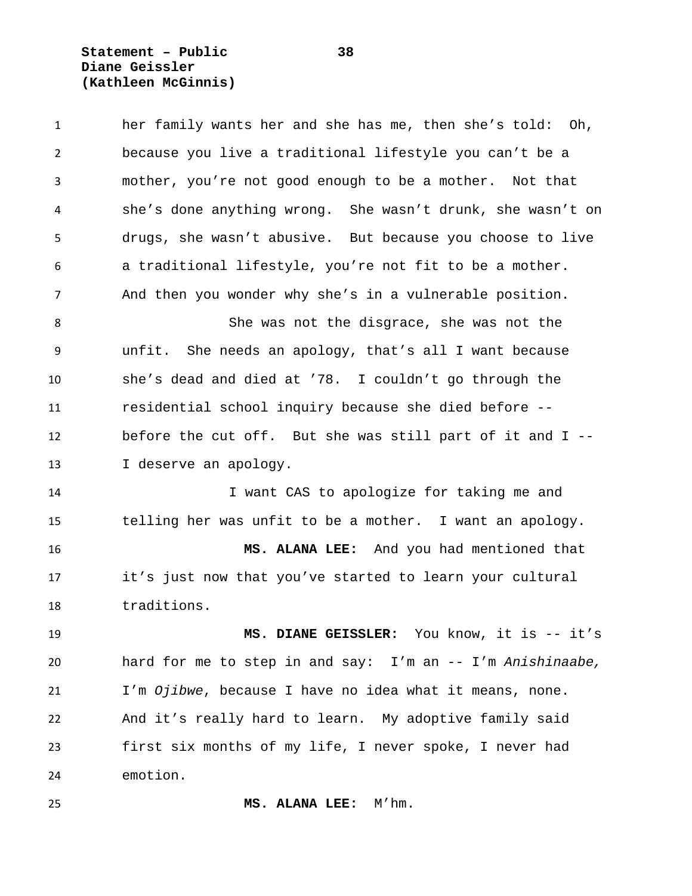her family wants her and she has me, then she's told: Oh, because you live a traditional lifestyle you can't be a mother, you're not good enough to be a mother. Not that she's done anything wrong. She wasn't drunk, she wasn't on drugs, she wasn't abusive. But because you choose to live a traditional lifestyle, you're not fit to be a mother. And then you wonder why she's in a vulnerable position.

She was not the disgrace, she was not the unfit. She needs an apology, that's all I want because she's dead and died at '78. I couldn't go through the residential school inquiry because she died before -- before the cut off. But she was still part of it and I -- I deserve an apology.

I want CAS to apologize for taking me and telling her was unfit to be a mother. I want an apology.

**MS. ALANA LEE:** And you had mentioned that it's just now that you've started to learn your cultural traditions.

**MS. DIANE GEISSLER:** You know, it is -- it's hard for me to step in and say: I'm an -- I'm *Anishinaabe,* I'm *Ojibwe*, because I have no idea what it means, none. And it's really hard to learn. My adoptive family said first six months of my life, I never spoke, I never had emotion.

**MS. ALANA LEE:** M'hm.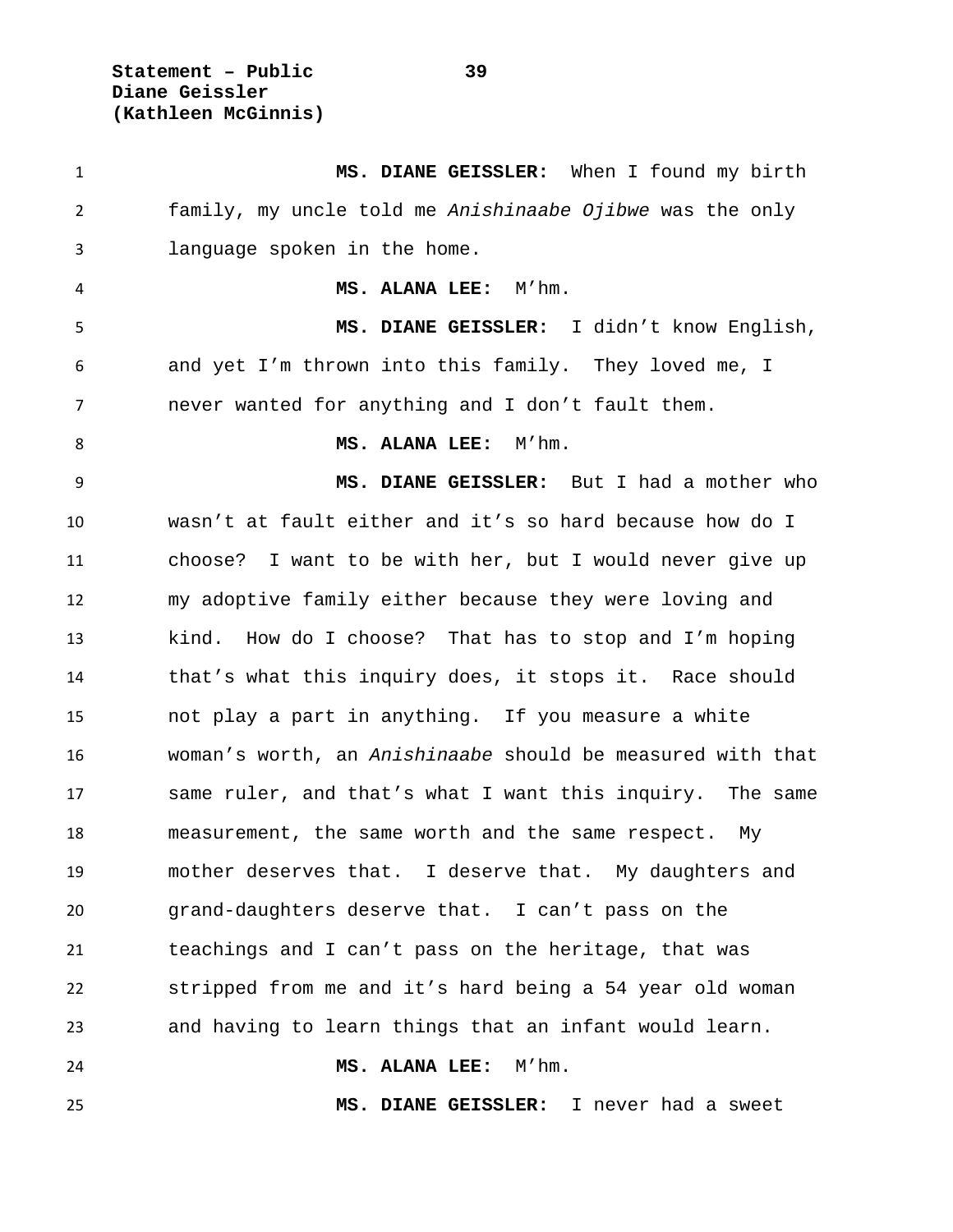**MS. DIANE GEISSLER:** When I found my birth family, my uncle told me *Anishinaabe Ojibwe* was the only language spoken in the home.

**MS. ALANA LEE:** M'hm.

**MS. DIANE GEISSLER:** I didn't know English, and yet I'm thrown into this family. They loved me, I never wanted for anything and I don't fault them.

**MS. ALANA LEE:** M'hm.

**MS. DIANE GEISSLER:** But I had a mother who wasn't at fault either and it's so hard because how do I choose? I want to be with her, but I would never give up my adoptive family either because they were loving and kind. How do I choose? That has to stop and I'm hoping that's what this inquiry does, it stops it. Race should not play a part in anything. If you measure a white woman's worth, an *Anishinaabe* should be measured with that same ruler, and that's what I want this inquiry. The same measurement, the same worth and the same respect. My mother deserves that. I deserve that. My daughters and grand-daughters deserve that. I can't pass on the teachings and I can't pass on the heritage, that was stripped from me and it's hard being a 54 year old woman and having to learn things that an infant would learn.

**MS. ALANA LEE:** M'hm.

**MS. DIANE GEISSLER:** I never had a sweet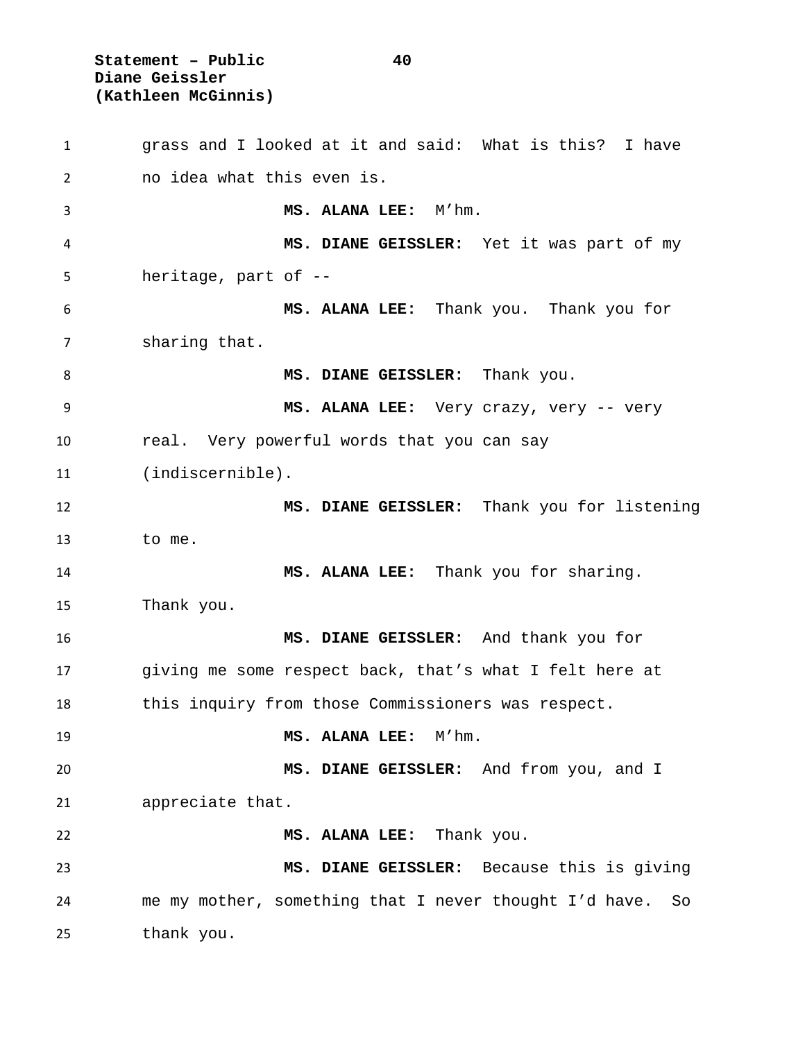grass and I looked at it and said: What is this? I have no idea what this even is.

**MS. ALANA LEE:** M'hm.

**MS. DIANE GEISSLER:** Yet it was part of my heritage, part of --

**MS. ALANA LEE:** Thank you. Thank you for sharing that.

**MS. DIANE GEISSLER:** Thank you.

**MS. ALANA LEE:** Very crazy, very -- very real. Very powerful words that you can say (indiscernible).

**MS. DIANE GEISSLER:** Thank you for listening to me.

**MS. ALANA LEE:** Thank you for sharing. Thank you.

**MS. DIANE GEISSLER:** And thank you for giving me some respect back, that's what I felt here at this inquiry from those Commissioners was respect.

**MS. ALANA LEE:** M'hm.

**MS. DIANE GEISSLER:** And from you, and I appreciate that.

**MS. ALANA LEE:** Thank you.

**MS. DIANE GEISSLER:** Because this is giving me my mother, something that I never thought I'd have. So thank you.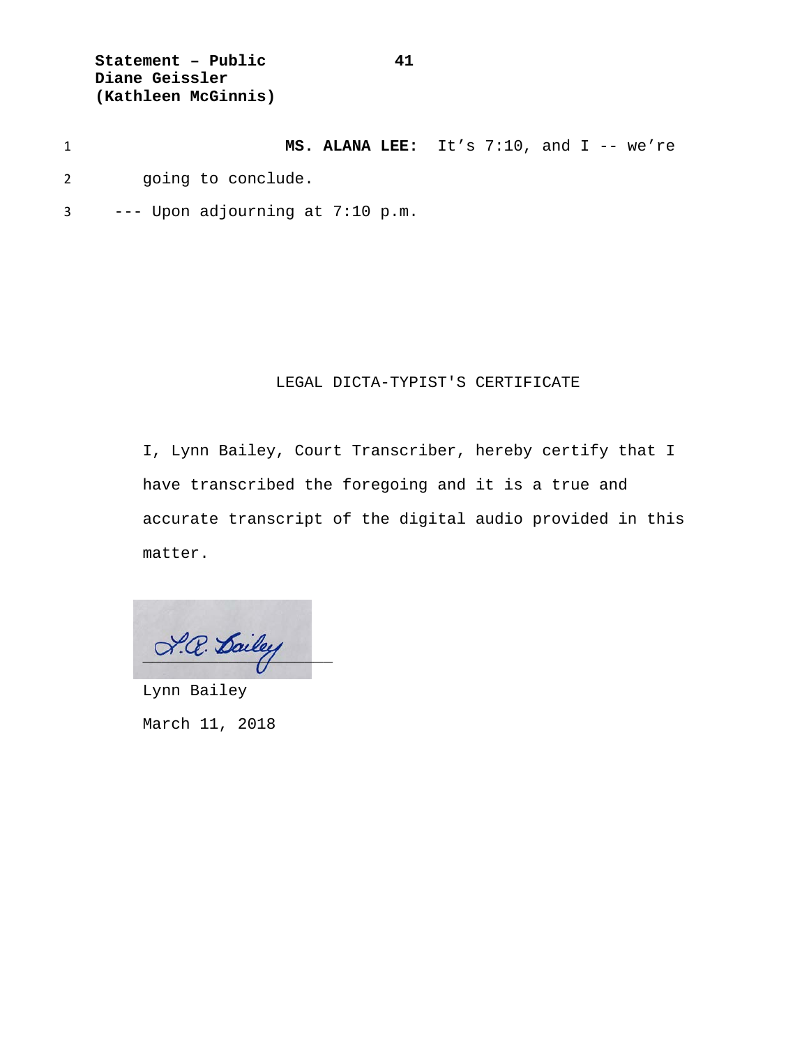**MS. ALANA LEE:** It's 7:10, and I -- we're going to conclude.

--- Upon adjourning at 7:10 p.m.

LEGAL DICTA-TYPIST'S CERTIFICATE

I, Lynn Bailey, Court Transcriber, hereby certify that I have transcribed the foregoing and it is a true and accurate transcript of the digital audio provided in this matter.

L.A. Bailey

Lynn Bailey

March 11, 2018